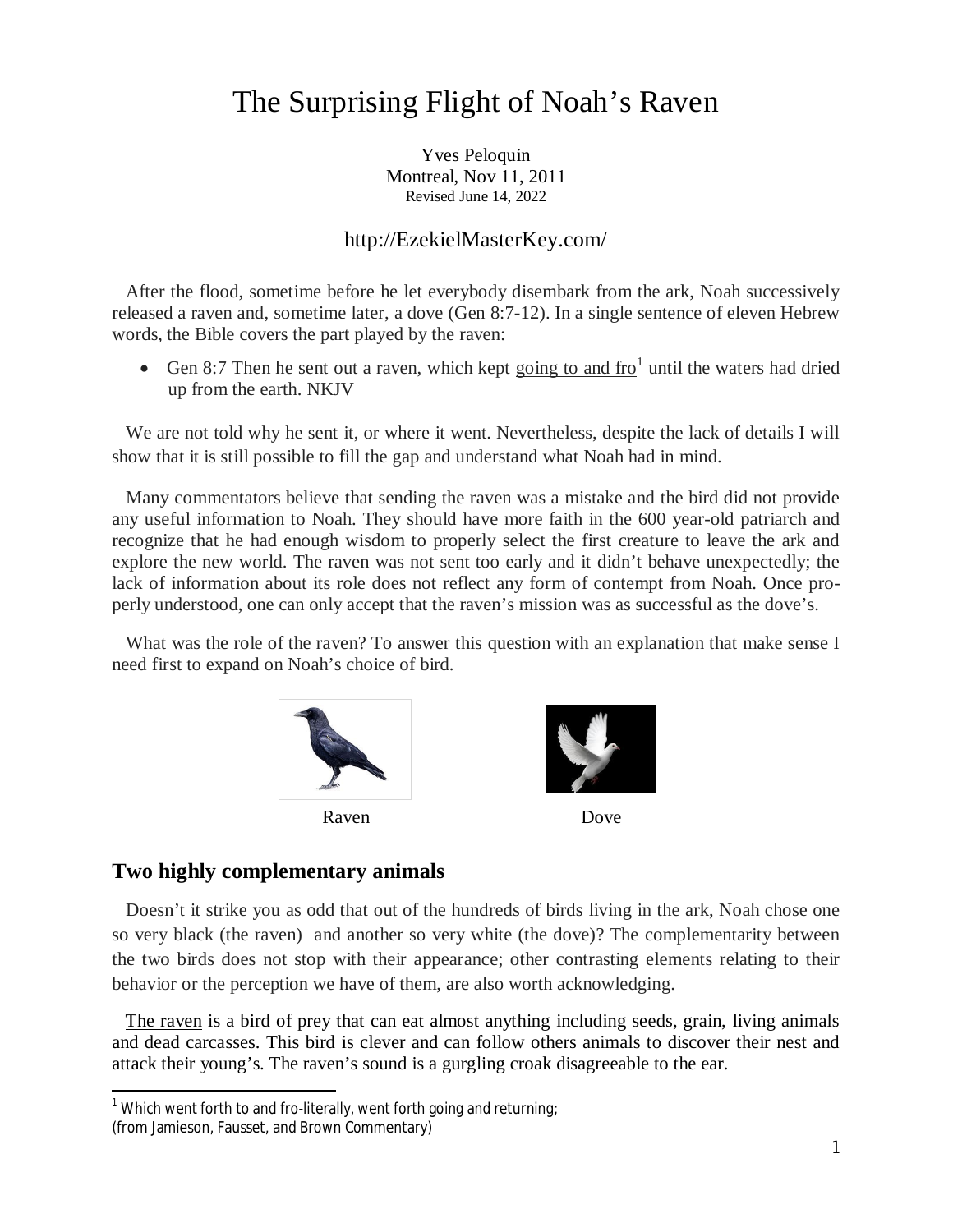# The Surprising Flight of Noah's Raven

Yves Peloquin
Montreal, Nov 11, 2011
Revised June 14, 2022

http://EzekielMasterKey.com/

After the flood, sometime before he let everybody disembark from the ark, Noah successively released a raven and, sometime later, a dove (Gen 8:7-12). In a single sentence of eleven Hebrew words, the Bible covers the part played by the raven:

- Gen 8:7 Then he sent out a raven, which kept going to and fro[1] until the waters had dried up from the earth. NKJV

We are not told why he sent it, or where it went. Nevertheless, despite the lack of details I will show that it is still possible to fill the gap and understand what Noah had in mind.

Many commentators believe that sending the raven was a mistake and the bird did not provide any useful information to Noah. They should have more faith in the 600 year-old patriarch and recognize that he had enough wisdom to properly select the first creature to leave the ark and explore the new world. The raven was not sent too early and it didn't behave unexpectedly; the lack of information about its role does not reflect any form of contempt from Noah. Once properly understood, one can only accept that the raven's mission was as successful as the dove's.

What was the role of the raven? To answer this question with an explanation that make sense I need first to expand on Noah's choice of bird.

Raven Dove

## Two highly complementary animals

Doesn't it strike you as odd that out of the hundreds of birds living in the ark, Noah chose one so very black (the raven) and another so very white (the dove)? The complementarity between the two birds does not stop with their appearance; other contrasting elements relating to their behavior or the perception we have of them, are also worth acknowledging.

The raven is a bird of prey that can eat almost anything including seeds, grain, living animals and dead carcasses. This bird is clever and can follow others animals to discover their nest and attack their young's. The raven's sound is a gurgling croak disagreeable to the ear.

[1] Which went forth to and fro-literally, went forth going and returning; (from Jamieson, Fausset, and Brown Commentary)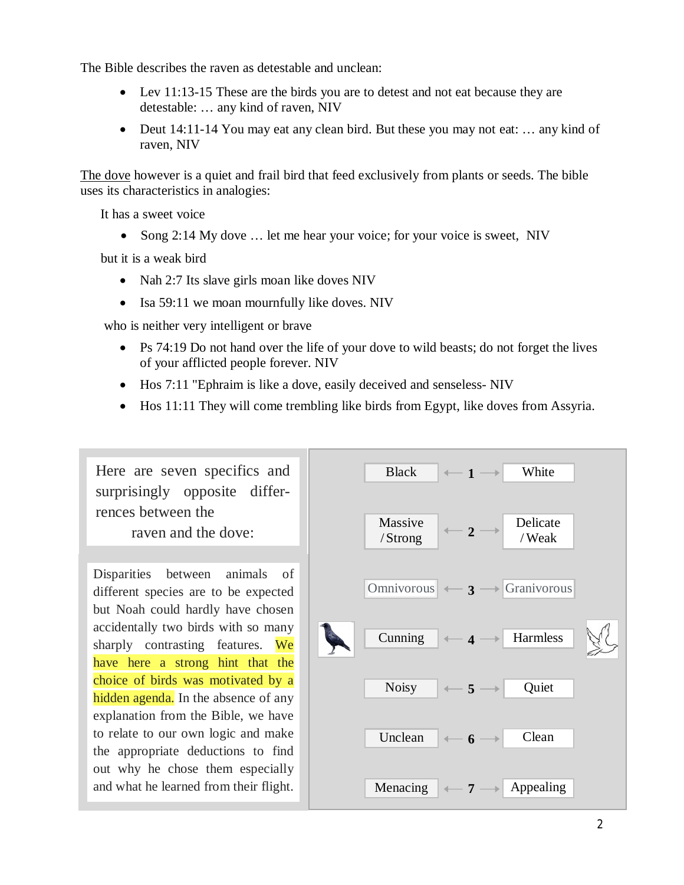The Bible describes the raven as detestable and unclean:

- Lev 11:13-15 These are the birds you are to detest and not eat because they are detestable: … any kind of raven, NIV
- Deut 14:11-14 You may eat any clean bird. But these you may not eat: … any kind of raven, NIV

The dove however is a quiet and frail bird that feed exclusively from plants or seeds. The bible uses its characteristics in analogies:

It has a sweet voice

- Song 2:14 My dove … let me hear your voice; for your voice is sweet, NIV

but it is a weak bird

- Nah 2:7 Its slave girls moan like doves NIV
- Isa 59:11 we moan mournfully like doves. NIV

who is neither very intelligent or brave

- Ps 74:19 Do not hand over the life of your dove to wild beasts; do not forget the lives of your afflicted people forever. NIV
- Hos 7:11 "Ephraim is like a dove, easily deceived and senseless- NIV
- Hos 11:11 They will come trembling like birds from Egypt, like doves from Assyria.

Here are seven specifics and surprisingly opposite differrences between the raven and the dove:

Disparities between animals of different species are to be expected but Noah could hardly have chosen accidentally two birds with so many sharply contrasting features. We have here a strong hint that the choice of birds was motivated by a hidden agenda. In the absence of any explanation from the Bible, we have to relate to our own logic and make the appropriate deductions to find out why he chose them especially and what he learned from their flight.

| Raven | # | Dove |
|---|---|---|
| Black | 1 | White |
| Massive / Strong | 2 | Delicate / Weak |
| Omnivorous | 3 | Granivorous |
| Cunning | 4 | Harmless |
| Noisy | 5 | Quiet |
| Unclean | 6 | Clean |
| Menacing | 7 | Appealing |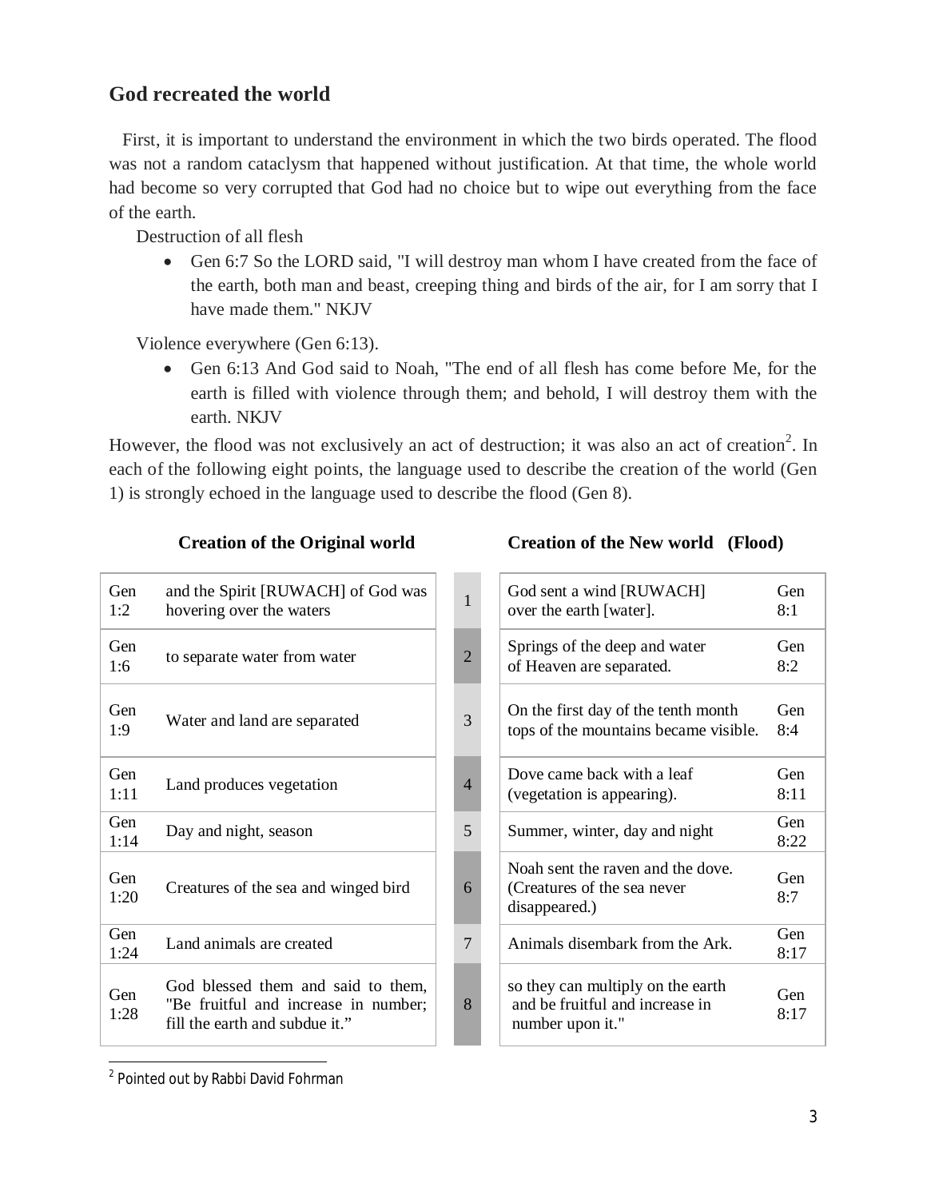## God recreated the world

First, it is important to understand the environment in which the two birds operated. The flood was not a random cataclysm that happened without justification. At that time, the whole world had become so very corrupted that God had no choice but to wipe out everything from the face of the earth.

Destruction of all flesh

- Gen 6:7 So the LORD said, "I will destroy man whom I have created from the face of the earth, both man and beast, creeping thing and birds of the air, for I am sorry that I have made them." NKJV

Violence everywhere (Gen 6:13).

- Gen 6:13 And God said to Noah, "The end of all flesh has come before Me, for the earth is filled with violence through them; and behold, I will destroy them with the earth. NKJV

However, the flood was not exclusively an act of destruction; it was also an act of creation[2]. In each of the following eight points, the language used to describe the creation of the world (Gen 1) is strongly echoed in the language used to describe the flood (Gen 8).

| | Creation of the Original world | | Creation of the New world (Flood) | |
|---|---|---|---|---|
| Gen 1:2 | and the Spirit [RUWACH] of God was hovering over the waters | 1 | God sent a wind [RUWACH] over the earth [water]. | Gen 8:1 |
| Gen 1:6 | to separate water from water | 2 | Springs of the deep and water of Heaven are separated. | Gen 8:2 |
| Gen 1:9 | Water and land are separated | 3 | On the first day of the tenth month tops of the mountains became visible. | Gen 8:4 |
| Gen 1:11 | Land produces vegetation | 4 | Dove came back with a leaf (vegetation is appearing). | Gen 8:11 |
| Gen 1:14 | Day and night, season | 5 | Summer, winter, day and night | Gen 8:22 |
| Gen 1:20 | Creatures of the sea and winged bird | 6 | Noah sent the raven and the dove. (Creatures of the sea never disappeared.) | Gen 8:7 |
| Gen 1:24 | Land animals are created | 7 | Animals disembark from the Ark. | Gen 8:17 |
| Gen 1:28 | God blessed them and said to them, "Be fruitful and increase in number; fill the earth and subdue it." | 8 | so they can multiply on the earth and be fruitful and increase in number upon it." | Gen 8:17 |

[2] Pointed out by Rabbi David Fohrman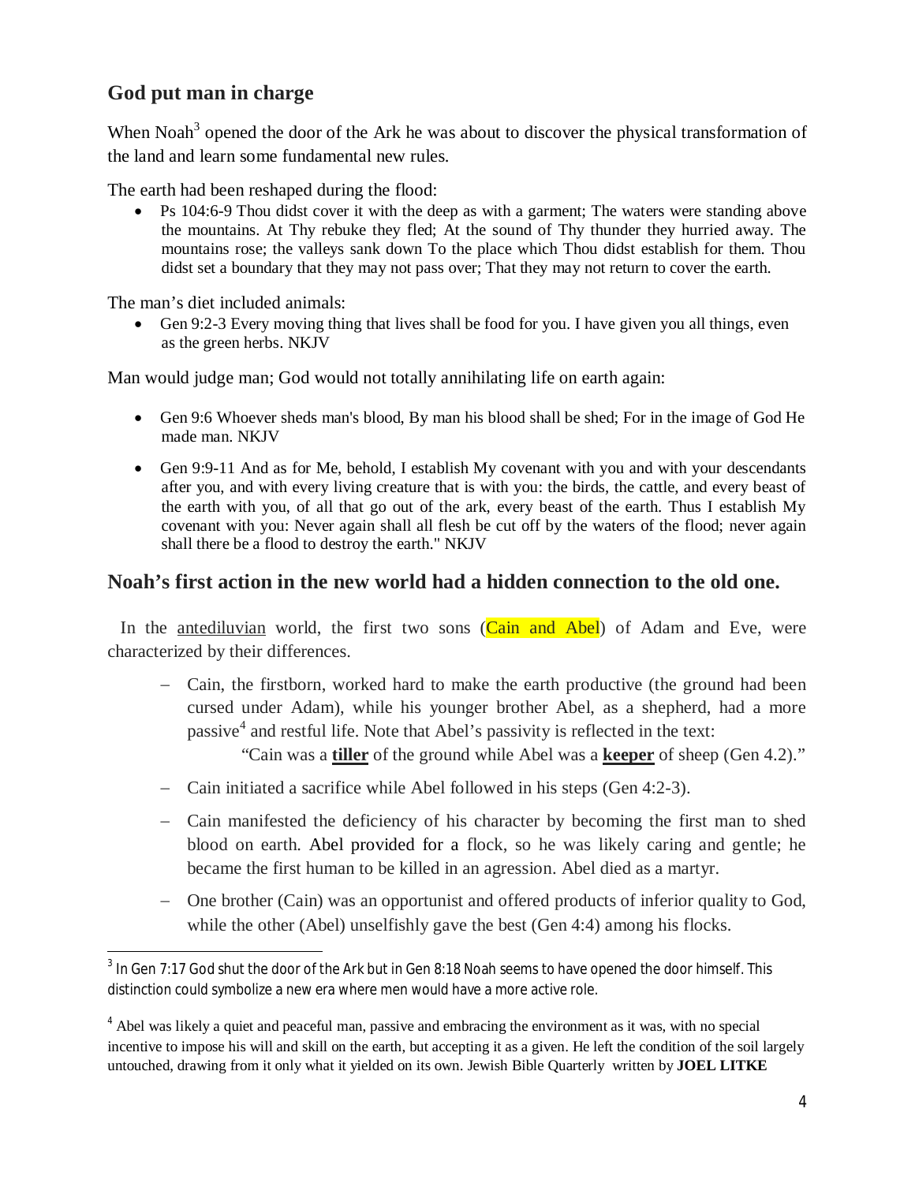## God put man in charge

When Noah[3] opened the door of the Ark he was about to discover the physical transformation of the land and learn some fundamental new rules.

The earth had been reshaped during the flood:

- Ps 104:6-9 Thou didst cover it with the deep as with a garment; The waters were standing above the mountains. At Thy rebuke they fled; At the sound of Thy thunder they hurried away. The mountains rose; the valleys sank down To the place which Thou didst establish for them. Thou didst set a boundary that they may not pass over; That they may not return to cover the earth.

The man's diet included animals:

- Gen 9:2-3 Every moving thing that lives shall be food for you. I have given you all things, even as the green herbs. NKJV

Man would judge man; God would not totally annihilating life on earth again:

- Gen 9:6 Whoever sheds man's blood, By man his blood shall be shed; For in the image of God He made man. NKJV
- Gen 9:9-11 And as for Me, behold, I establish My covenant with you and with your descendants after you, and with every living creature that is with you: the birds, the cattle, and every beast of the earth with you, of all that go out of the ark, every beast of the earth. Thus I establish My covenant with you: Never again shall all flesh be cut off by the waters of the flood; never again shall there be a flood to destroy the earth." NKJV

## Noah's first action in the new world had a hidden connection to the old one.

In the antediluvian world, the first two sons (Cain and Abel) of Adam and Eve, were characterized by their differences.

- Cain, the firstborn, worked hard to make the earth productive (the ground had been cursed under Adam), while his younger brother Abel, as a shepherd, had a more passive[4] and restful life. Note that Abel's passivity is reflected in the text:

  "Cain was a **tiller** of the ground while Abel was a **keeper** of sheep (Gen 4.2)."

- Cain initiated a sacrifice while Abel followed in his steps (Gen 4:2-3).
- Cain manifested the deficiency of his character by becoming the first man to shed blood on earth. Abel provided for a flock, so he was likely caring and gentle; he became the first human to be killed in an agression. Abel died as a martyr.
- One brother (Cain) was an opportunist and offered products of inferior quality to God, while the other (Abel) unselfishly gave the best (Gen 4:4) among his flocks.

---

[3] In Gen 7:17 God shut the door of the Ark but in Gen 8:18 Noah seems to have opened the door himself. This distinction could symbolize a new era where men would have a more active role.

[4] Abel was likely a quiet and peaceful man, passive and embracing the environment as it was, with no special incentive to impose his will and skill on the earth, but accepting it as a given. He left the condition of the soil largely untouched, drawing from it only what it yielded on its own. Jewish Bible Quarterly written by **JOEL LITKE**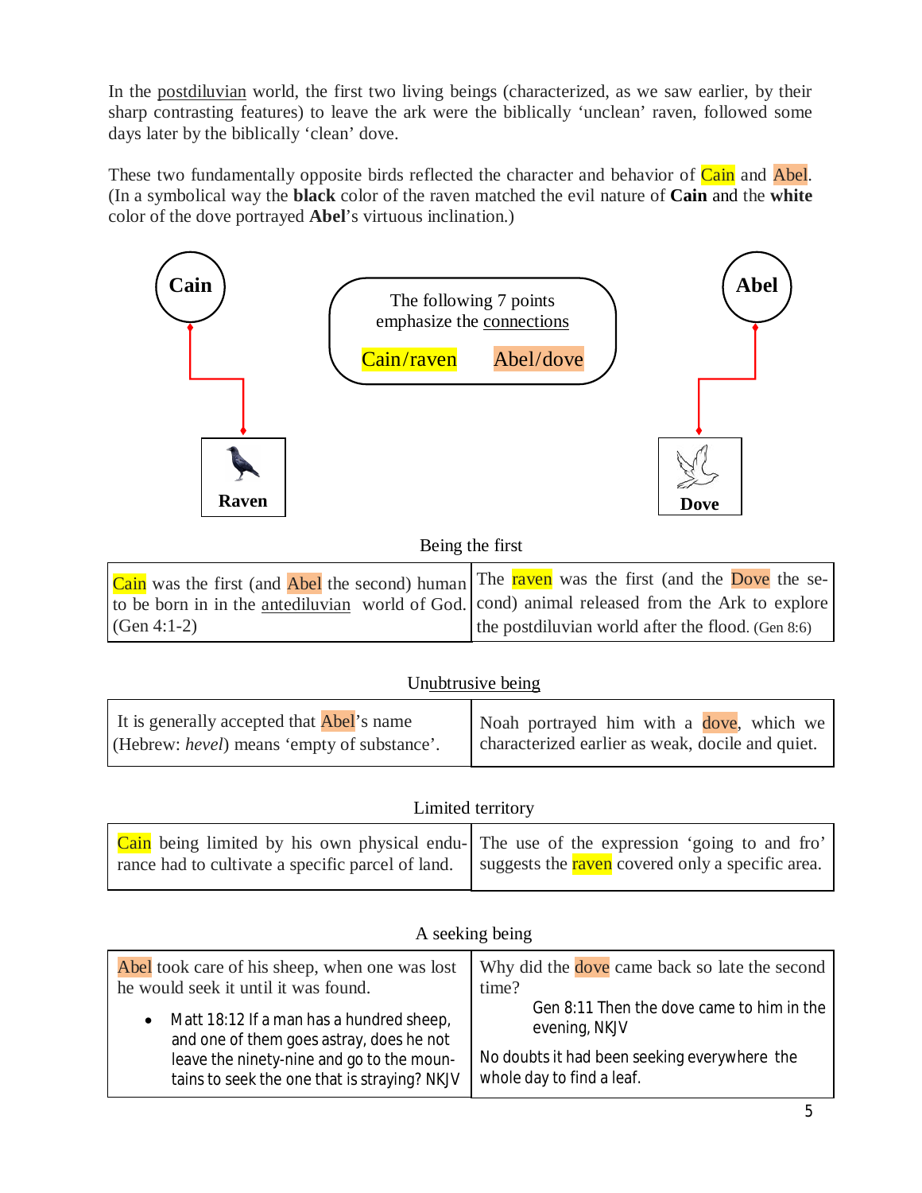In the postdiluvian world, the first two living beings (characterized, as we saw earlier, by their sharp contrasting features) to leave the ark were the biblically 'unclean' raven, followed some days later by the biblically 'clean' dove.

These two fundamentally opposite birds reflected the character and behavior of Cain and Abel. (In a symbolical way the **black** color of the raven matched the evil nature of **Cain** and the **white** color of the dove portrayed **Abel**'s virtuous inclination.)

**Cain** → **Raven**

The following 7 points emphasize the connections

Cain/raven     Abel/dove

**Abel** → **Dove**

Being the first

| | |
|---|---|
| Cain was the first (and Abel the second) human to be born in in the antediluvian world of God. (Gen 4:1-2) | The raven was the first (and the Dove the second) animal released from the Ark to explore the postdiluvian world after the flood. (Gen 8:6) |

Unubtrusive being

| | |
|---|---|
| It is generally accepted that Abel's name (Hebrew: *hevel*) means 'empty of substance'. | Noah portrayed him with a dove, which we characterized earlier as weak, docile and quiet. |

Limited territory

| | |
|---|---|
| Cain being limited by his own physical endurance had to cultivate a specific parcel of land. | The use of the expression 'going to and fro' suggests the raven covered only a specific area. |

A seeking being

| | |
|---|---|
| Abel took care of his sheep, when one was lost he would seek it until it was found. <br> • Matt 18:12 If a man has a hundred sheep, and one of them goes astray, does he not leave the ninety-nine and go to the mountains to seek the one that is straying? NKJV | Why did the dove came back so late the second time? <br> Gen 8:11 Then the dove came to him in the evening, NKJV <br> No doubts it had been seeking everywhere the whole day to find a leaf. |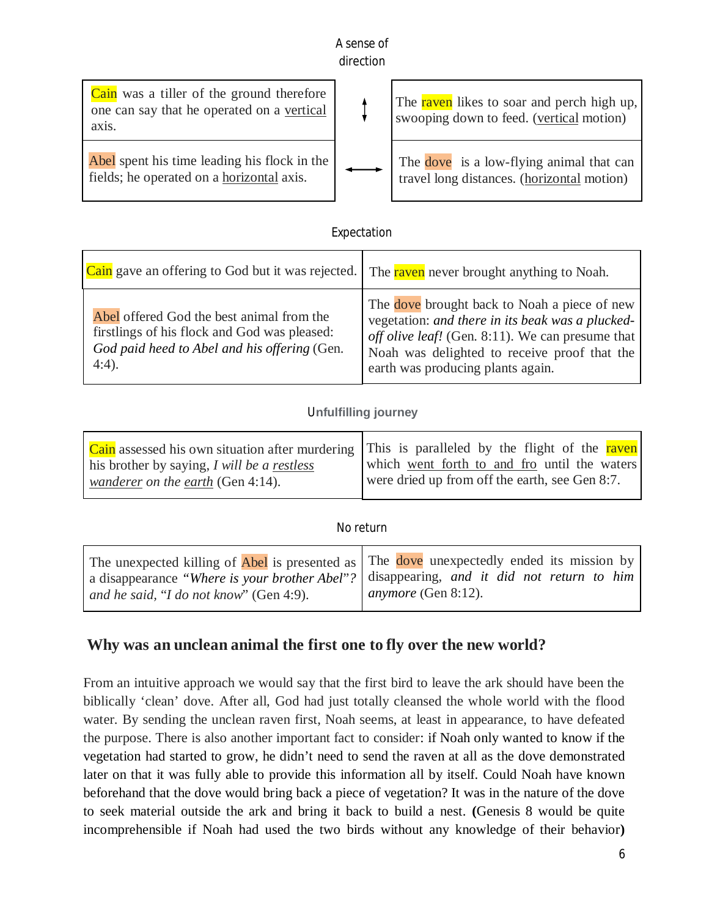A sense of direction

| | |
|---|---|
| Cain was a tiller of the ground therefore one can say that he operated on a <u>vertical</u> axis. | The raven likes to soar and perch high up, swooping down to feed. (<u>vertical</u> motion) |
| Abel spent his time leading his flock in the fields; he operated on a <u>horizontal</u> axis. | The dove is a low-flying animal that can travel long distances. (<u>horizontal</u> motion) |

Expectation

| | |
|---|---|
| Cain gave an offering to God but it was rejected. | The raven never brought anything to Noah. |
| Abel offered God the best animal from the firstlings of his flock and God was pleased: *God paid heed to Abel and his offering* (Gen. 4:4). | The dove brought back to Noah a piece of new vegetation: *and there in its beak was a plucked-off olive leaf!* (Gen. 8:11). We can presume that Noah was delighted to receive proof that the earth was producing plants again. |

**Unfulfilling journey**

| | |
|---|---|
| Cain assessed his own situation after murdering his brother by saying, *I will be a <u>restless wanderer</u> on the <u>earth</u>* (Gen 4:14). | This is paralleled by the flight of the raven which <u>went forth to and fro</u> until the waters were dried up from off the earth, see Gen 8:7. |

No return

| | |
|---|---|
| The unexpected killing of Abel is presented as a disappearance "*Where is your brother Abel*"? *and he said*, "*I do not know*" (Gen 4:9). | The dove unexpectedly ended its mission by disappearing, *and it did not return to him anymore* (Gen 8:12). |

## Why was an unclean animal the first one to fly over the new world?

From an intuitive approach we would say that the first bird to leave the ark should have been the biblically 'clean' dove. After all, God had just totally cleansed the whole world with the flood water. By sending the unclean raven first, Noah seems, at least in appearance, to have defeated the purpose. There is also another important fact to consider: if Noah only wanted to know if the vegetation had started to grow, he didn't need to send the raven at all as the dove demonstrated later on that it was fully able to provide this information all by itself. Could Noah have known beforehand that the dove would bring back a piece of vegetation? It was in the nature of the dove to seek material outside the ark and bring it back to build a nest. **(**Genesis 8 would be quite incomprehensible if Noah had used the two birds without any knowledge of their behavior**)**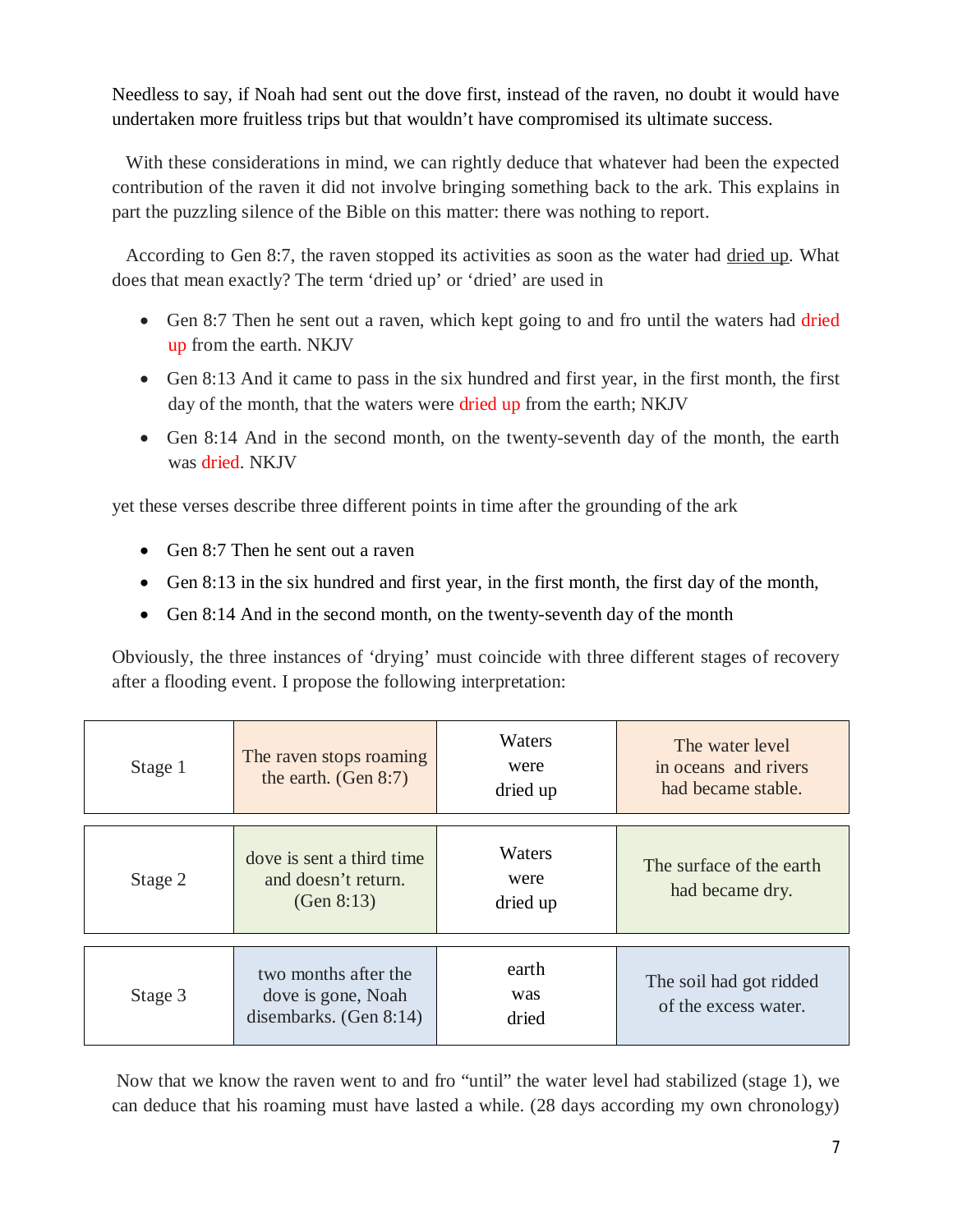Needless to say, if Noah had sent out the dove first, instead of the raven, no doubt it would have undertaken more fruitless trips but that wouldn't have compromised its ultimate success.

With these considerations in mind, we can rightly deduce that whatever had been the expected contribution of the raven it did not involve bringing something back to the ark. This explains in part the puzzling silence of the Bible on this matter: there was nothing to report.

According to Gen 8:7, the raven stopped its activities as soon as the water had dried up. What does that mean exactly? The term 'dried up' or 'dried' are used in

- Gen 8:7 Then he sent out a raven, which kept going to and fro until the waters had dried up from the earth. NKJV
- Gen 8:13 And it came to pass in the six hundred and first year, in the first month, the first day of the month, that the waters were dried up from the earth; NKJV
- Gen 8:14 And in the second month, on the twenty-seventh day of the month, the earth was dried. NKJV

yet these verses describe three different points in time after the grounding of the ark

- Gen 8:7 Then he sent out a raven
- Gen 8:13 in the six hundred and first year, in the first month, the first day of the month,
- Gen 8:14 And in the second month, on the twenty-seventh day of the month

Obviously, the three instances of 'drying' must coincide with three different stages of recovery after a flooding event. I propose the following interpretation:

| | | | |
|---|---|---|---|
| Stage 1 | The raven stops roaming the earth. (Gen 8:7) | Waters were dried up | The water level in oceans and rivers had became stable. |
| Stage 2 | dove is sent a third time and doesn't return. (Gen 8:13) | Waters were dried up | The surface of the earth had became dry. |
| Stage 3 | two months after the dove is gone, Noah disembarks. (Gen 8:14) | earth was dried | The soil had got ridded of the excess water. |

Now that we know the raven went to and fro "until" the water level had stabilized (stage 1), we can deduce that his roaming must have lasted a while. (28 days according my own chronology)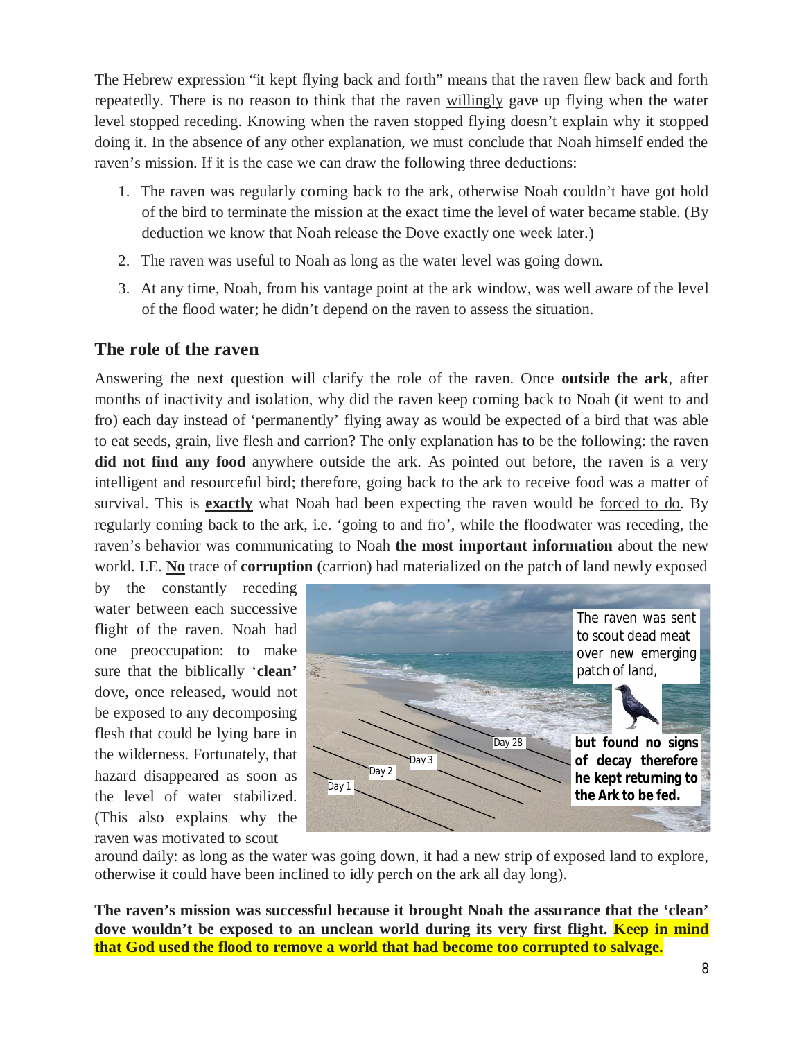The Hebrew expression "it kept flying back and forth" means that the raven flew back and forth repeatedly. There is no reason to think that the raven willingly gave up flying when the water level stopped receding. Knowing when the raven stopped flying doesn't explain why it stopped doing it. In the absence of any other explanation, we must conclude that Noah himself ended the raven's mission. If it is the case we can draw the following three deductions:

1. The raven was regularly coming back to the ark, otherwise Noah couldn't have got hold of the bird to terminate the mission at the exact time the level of water became stable. (By deduction we know that Noah release the Dove exactly one week later.)
2. The raven was useful to Noah as long as the water level was going down.
3. At any time, Noah, from his vantage point at the ark window, was well aware of the level of the flood water; he didn't depend on the raven to assess the situation.

## The role of the raven

Answering the next question will clarify the role of the raven. Once **outside the ark**, after months of inactivity and isolation, why did the raven keep coming back to Noah (it went to and fro) each day instead of 'permanently' flying away as would be expected of a bird that was able to eat seeds, grain, live flesh and carrion? The only explanation has to be the following: the raven **did not find any food** anywhere outside the ark. As pointed out before, the raven is a very intelligent and resourceful bird; therefore, going back to the ark to receive food was a matter of survival. This is **exactly** what Noah had been expecting the raven would be forced to do. By regularly coming back to the ark, i.e. 'going to and fro', while the floodwater was receding, the raven's behavior was communicating to Noah **the most important information** about the new world. I.E. **No** trace of **corruption** (carrion) had materialized on the patch of land newly exposed by the constantly receding water between each successive flight of the raven. Noah had one preoccupation: to make sure that the biblically '**clean'** dove, once released, would not be exposed to any decomposing flesh that could be lying bare in the wilderness. Fortunately, that hazard disappeared as soon as the level of water stabilized. (This also explains why the raven was motivated to scout around daily: as long as the water was going down, it had a new strip of exposed land to explore, otherwise it could have been inclined to idly perch on the ark all day long).

Day 1 · Day 2 · Day 3 · Day 28

The raven was sent to scout dead meat over new emerging patch of land, **but found no signs of decay therefore he kept returning to the Ark to be fed.**

**The raven's mission was successful because it brought Noah the assurance that the 'clean' dove wouldn't be exposed to an unclean world during its very first flight. Keep in mind that God used the flood to remove a world that had become too corrupted to salvage.**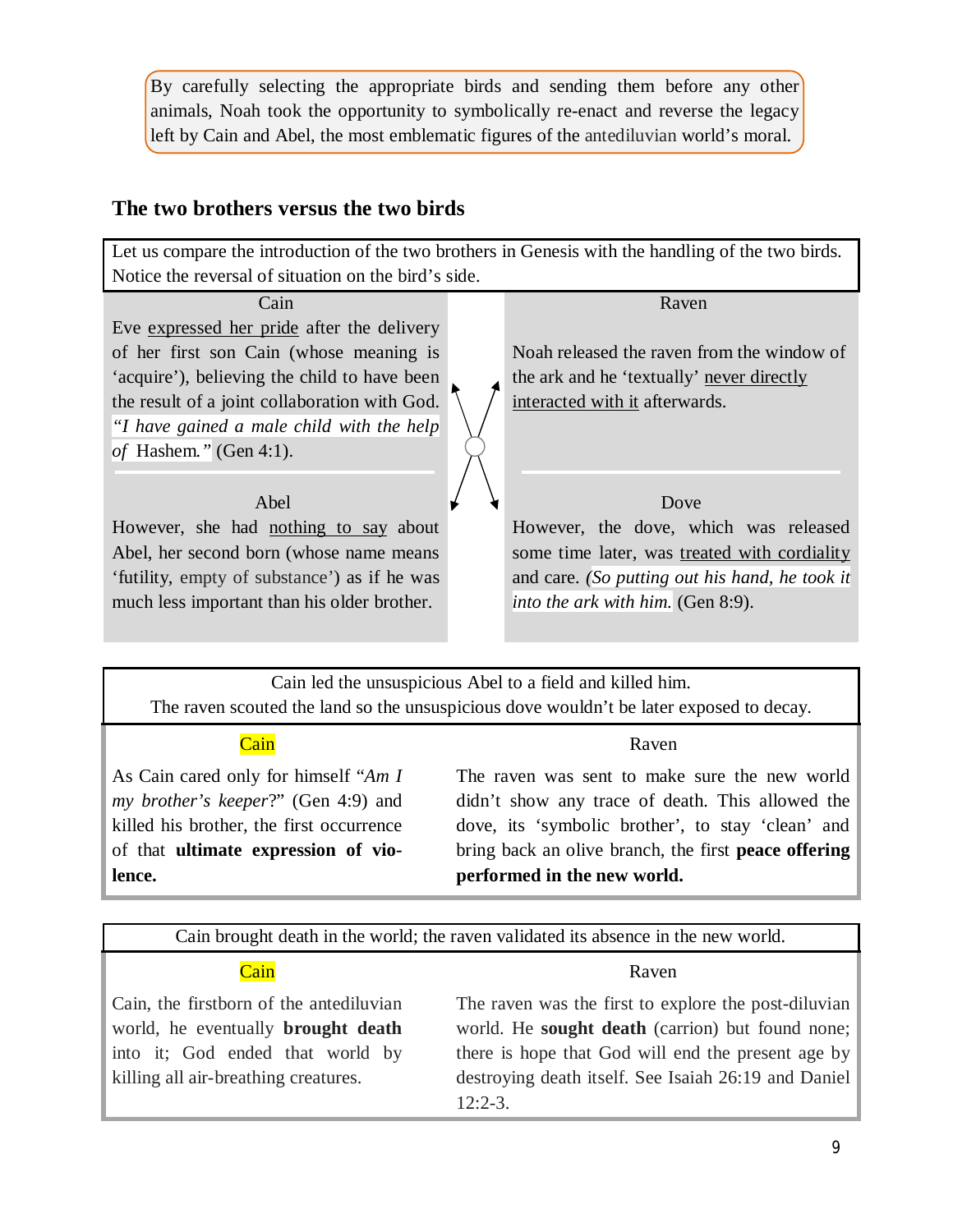By carefully selecting the appropriate birds and sending them before any other animals, Noah took the opportunity to symbolically re-enact and reverse the legacy left by Cain and Abel, the most emblematic figures of the antediluvian world's moral.

## The two brothers versus the two birds

Let us compare the introduction of the two brothers in Genesis with the handling of the two birds. Notice the reversal of situation on the bird's side.

| Cain | Raven |
|---|---|
| Eve expressed her pride after the delivery of her first son Cain (whose meaning is 'acquire'), believing the child to have been the result of a joint collaboration with God. *"I have gained a male child with the help of* Hashem*."* (Gen 4:1). | Noah released the raven from the window of the ark and he 'textually' never directly interacted with it afterwards. |
| **Abel** | **Dove** |
| However, she had nothing to say about Abel, her second born (whose name means 'futility, empty of substance') as if he was much less important than his older brother. | However, the dove, which was released some time later, was treated with cordiality and care. *(So putting out his hand, he took it into the ark with him.* (Gen 8:9). |

Cain led the unsuspicious Abel to a field and killed him.
The raven scouted the land so the unsuspicious dove wouldn't be later exposed to decay.

| Cain | Raven |
|---|---|
| As Cain cared only for himself *"Am I my brother's keeper*?" (Gen 4:9) and killed his brother, the first occurrence of that **ultimate expression of violence.** | The raven was sent to make sure the new world didn't show any trace of death. This allowed the dove, its 'symbolic brother', to stay 'clean' and bring back an olive branch, the first **peace offering performed in the new world.** |

Cain brought death in the world; the raven validated its absence in the new world.

| Cain | Raven |
|---|---|
| Cain, the firstborn of the antediluvian world, he eventually **brought death** into it; God ended that world by killing all air-breathing creatures. | The raven was the first to explore the post-diluvian world. He **sought death** (carrion) but found none; there is hope that God will end the present age by destroying death itself. See Isaiah 26:19 and Daniel 12:2-3. |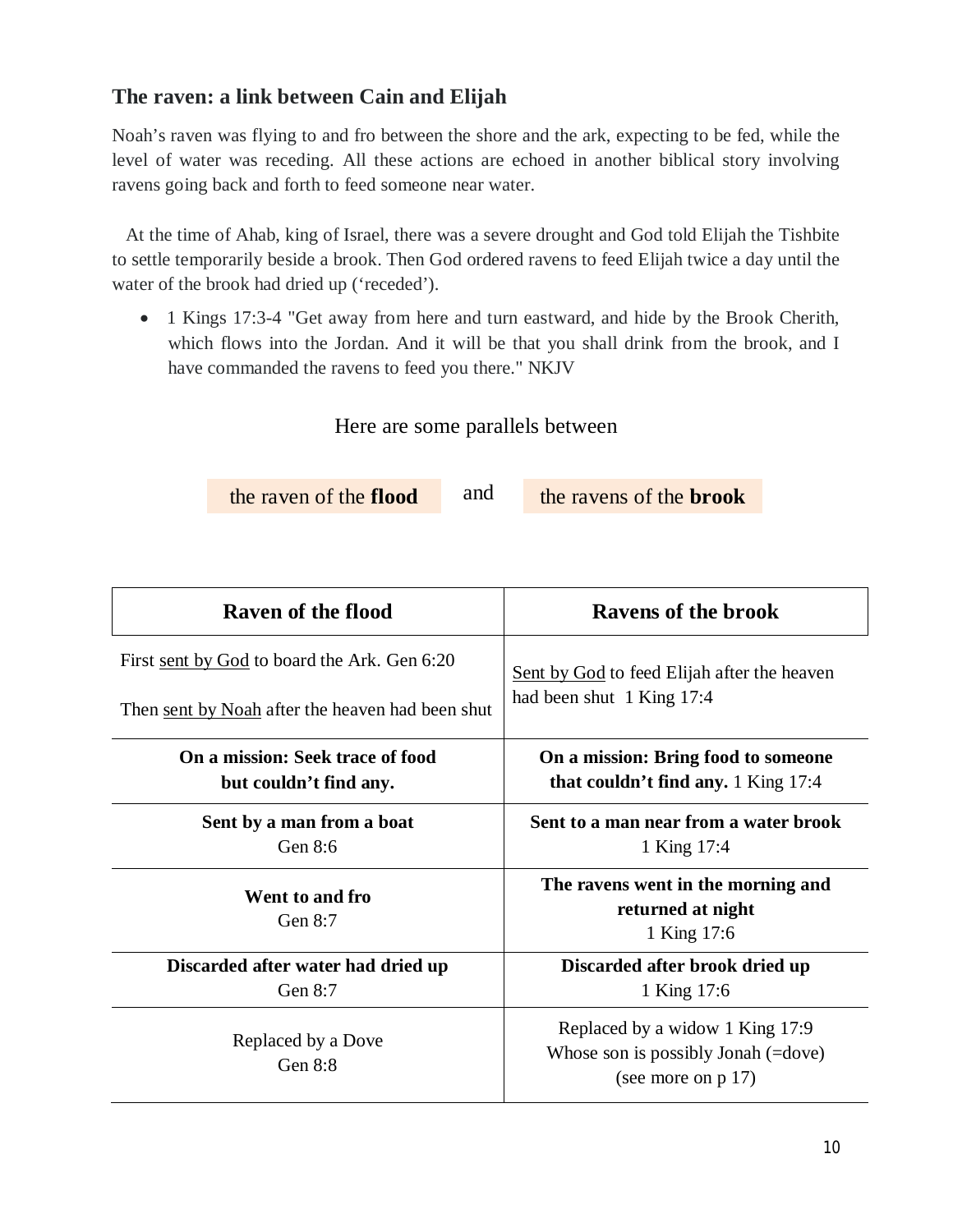## The raven: a link between Cain and Elijah

Noah's raven was flying to and fro between the shore and the ark, expecting to be fed, while the level of water was receding. All these actions are echoed in another biblical story involving ravens going back and forth to feed someone near water.

At the time of Ahab, king of Israel, there was a severe drought and God told Elijah the Tishbite to settle temporarily beside a brook. Then God ordered ravens to feed Elijah twice a day until the water of the brook had dried up ('receded').

- 1 Kings 17:3-4 "Get away from here and turn eastward, and hide by the Brook Cherith, which flows into the Jordan. And it will be that you shall drink from the brook, and I have commanded the ravens to feed you there." NKJV

Here are some parallels between

the raven of the **flood** and the ravens of the **brook**

| Raven of the flood | Ravens of the brook |
|---|---|
| First sent by God to board the Ark. Gen 6:20<br>Then sent by Noah after the heaven had been shut | Sent by God to feed Elijah after the heaven had been shut 1 King 17:4 |
| **On a mission: Seek trace of food but couldn't find any.** | **On a mission: Bring food to someone that couldn't find any.** 1 King 17:4 |
| **Sent by a man from a boat** Gen 8:6 | **Sent to a man near from a water brook** 1 King 17:4 |
| **Went to and fro** Gen 8:7 | **The ravens went in the morning and returned at night** 1 King 17:6 |
| **Discarded after water had dried up** Gen 8:7 | **Discarded after brook dried up** 1 King 17:6 |
| Replaced by a Dove Gen 8:8 | Replaced by a widow 1 King 17:9 Whose son is possibly Jonah (=dove) (see more on p 17) |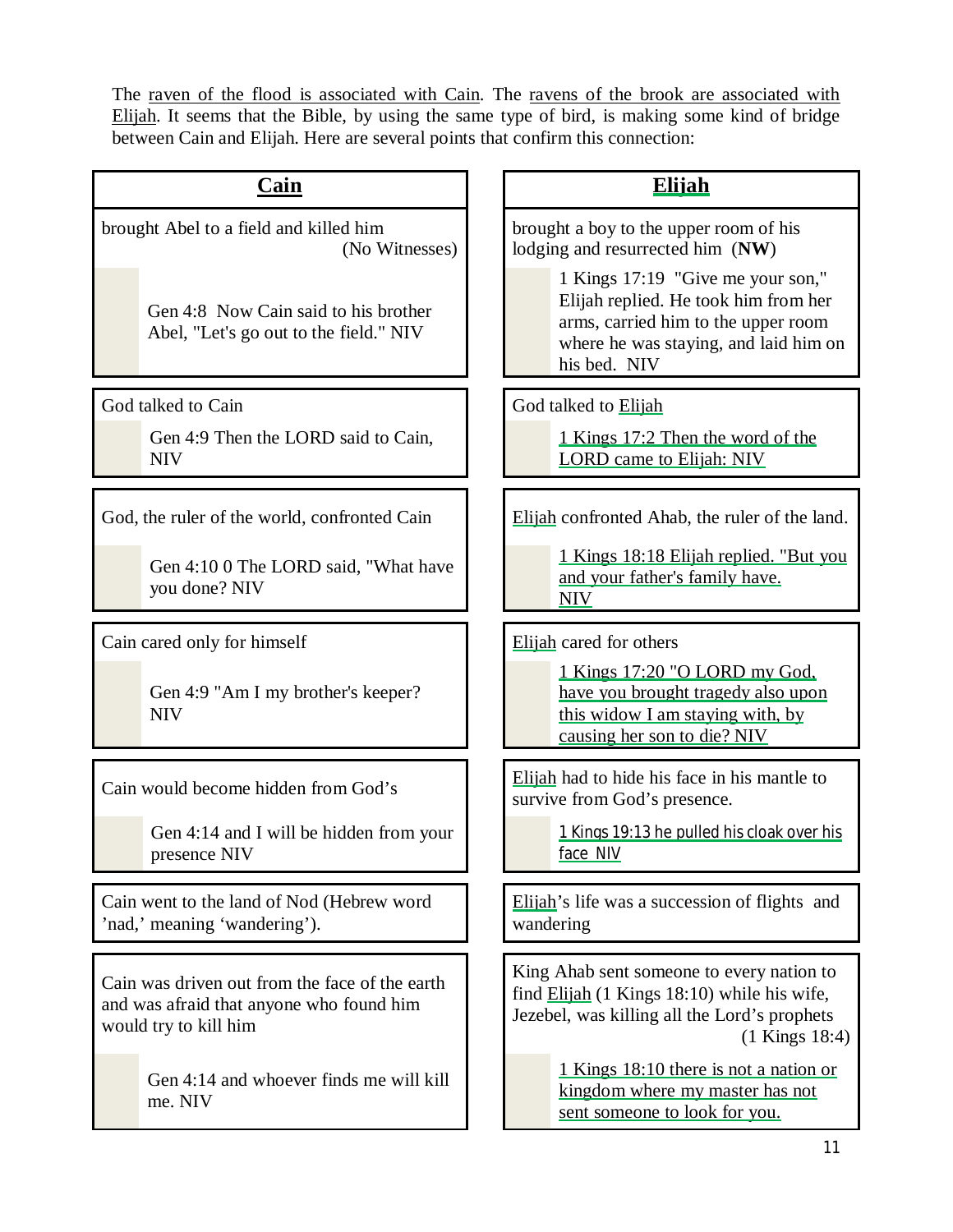The raven of the flood is associated with Cain. The ravens of the brook are associated with Elijah. It seems that the Bible, by using the same type of bird, is making some kind of bridge between Cain and Elijah. Here are several points that confirm this connection:

| **Cain** | **Elijah** |
|---|---|
| brought Abel to a field and killed him (No Witnesses)<br><br>Gen 4:8 Now Cain said to his brother Abel, "Let's go out to the field." NIV | brought a boy to the upper room of his lodging and resurrected him (**NW**)<br><br>1 Kings 17:19 "Give me your son," Elijah replied. He took him from her arms, carried him to the upper room where he was staying, and laid him on his bed. NIV |
| God talked to Cain<br><br>Gen 4:9 Then the LORD said to Cain, NIV | God talked to Elijah<br><br>1 Kings 17:2 Then the word of the LORD came to Elijah: NIV |
| God, the ruler of the world, confronted Cain<br><br>Gen 4:10 0 The LORD said, "What have you done? NIV | Elijah confronted Ahab, the ruler of the land.<br><br>1 Kings 18:18 Elijah replied. "But you and your father's family have. NIV |
| Cain cared only for himself<br><br>Gen 4:9 "Am I my brother's keeper? NIV | Elijah cared for others<br><br>1 Kings 17:20 "O LORD my God, have you brought tragedy also upon this widow I am staying with, by causing her son to die? NIV |
| Cain would become hidden from God's<br><br>Gen 4:14 and I will be hidden from your presence NIV | Elijah had to hide his face in his mantle to survive from God's presence.<br><br>1 Kings 19:13 he pulled his cloak over his face NIV |
| Cain went to the land of Nod (Hebrew word 'nad,' meaning 'wandering'). | Elijah's life was a succession of flights and wandering |
| Cain was driven out from the face of the earth and was afraid that anyone who found him would try to kill him<br><br>Gen 4:14 and whoever finds me will kill me. NIV | King Ahab sent someone to every nation to find Elijah (1 Kings 18:10) while his wife, Jezebel, was killing all the Lord's prophets (1 Kings 18:4)<br><br>1 Kings 18:10 there is not a nation or kingdom where my master has not sent someone to look for you. |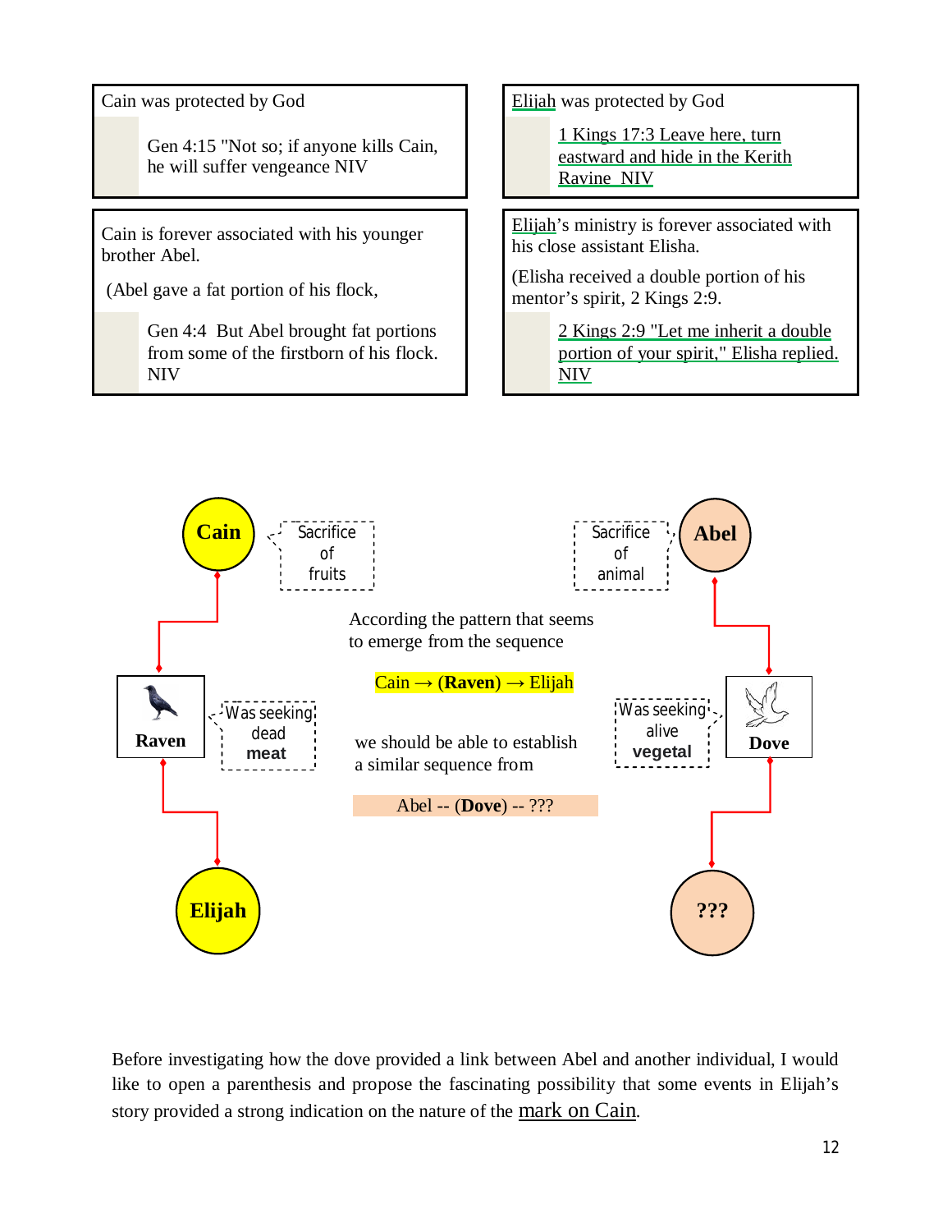| Cain was protected by God |
| --- |
| Gen 4:15 "Not so; if anyone kills Cain, he will suffer vengeance NIV |

| Elijah was protected by God |
| --- |
| 1 Kings 17:3 Leave here, turn eastward and hide in the Kerith Ravine NIV |

| Cain is forever associated with his younger brother Abel. |
| --- |
| (Abel gave a fat portion of his flock, |
| Gen 4:4 But Abel brought fat portions from some of the firstborn of his flock. NIV |

| Elijah's ministry is forever associated with his close assistant Elisha. |
| --- |
| (Elisha received a double portion of his mentor's spirit, 2 Kings 2:9. |
| 2 Kings 2:9 "Let me inherit a double portion of your spirit," Elisha replied. NIV |

**Cain** — Sacrifice of fruits

**Raven** — Was seeking dead **meat**

**Elijah**

**Abel** — Sacrifice of animal

**Dove** — Was seeking alive **vegetal**

**???**

According the pattern that seems to emerge from the sequence

Cain → (**Raven**) → Elijah

we should be able to establish a similar sequence from

Abel -- (**Dove**) -- ???

Before investigating how the dove provided a link between Abel and another individual, I would like to open a parenthesis and propose the fascinating possibility that some events in Elijah's story provided a strong indication on the nature of the mark on Cain.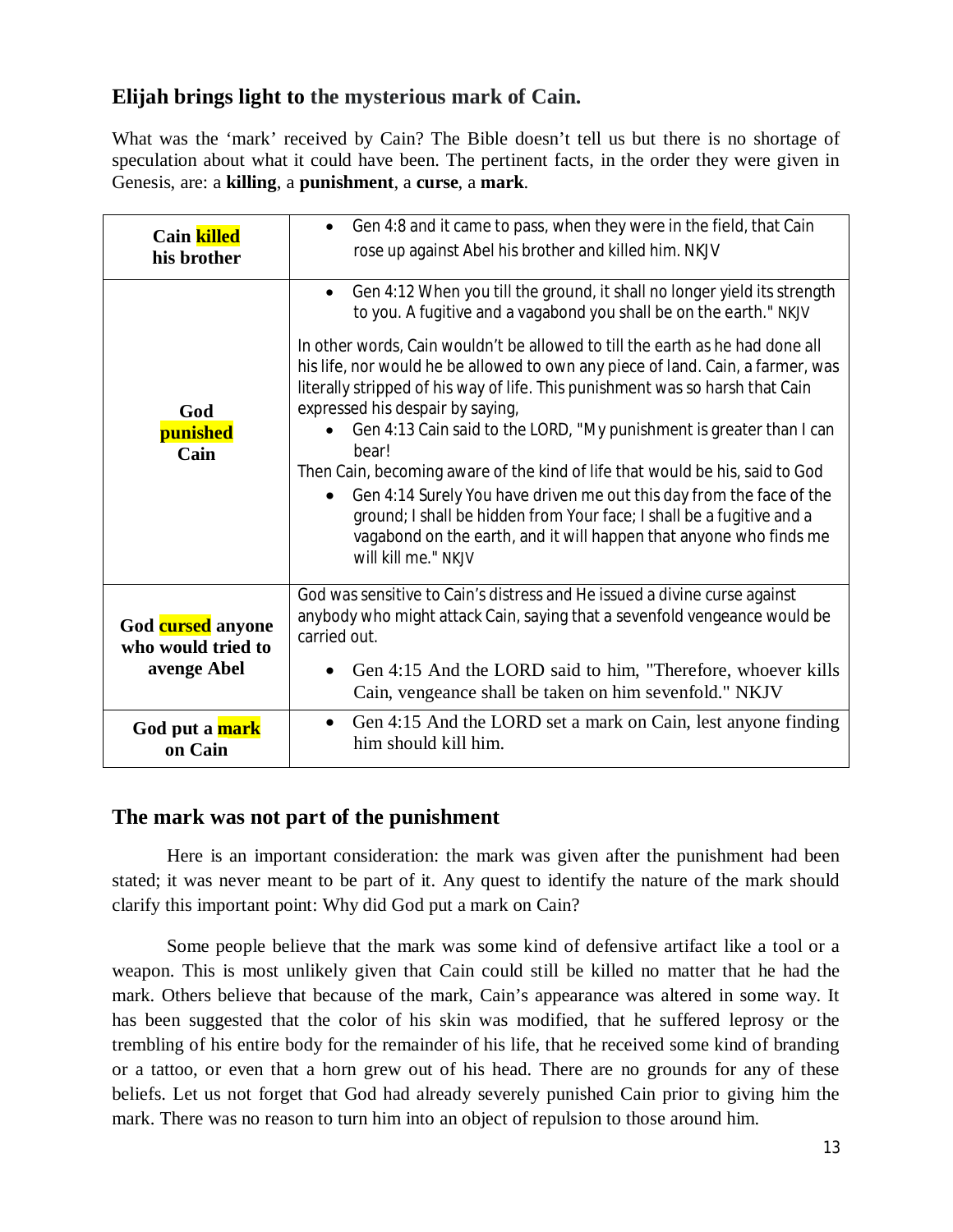## Elijah brings light to the mysterious mark of Cain.

What was the 'mark' received by Cain? The Bible doesn't tell us but there is no shortage of speculation about what it could have been. The pertinent facts, in the order they were given in Genesis, are: a **killing**, a **punishment**, a **curse**, a **mark**.

| | |
|---|---|
| **Cain killed his brother** | • Gen 4:8 and it came to pass, when they were in the field, that Cain rose up against Abel his brother and killed him. NKJV |
| **God punished Cain** | • Gen 4:12 When you till the ground, it shall no longer yield its strength to you. A fugitive and a vagabond you shall be on the earth." NKJV<br><br>In other words, Cain wouldn't be allowed to till the earth as he had done all his life, nor would he be allowed to own any piece of land. Cain, a farmer, was literally stripped of his way of life. This punishment was so harsh that Cain expressed his despair by saying,<br>• Gen 4:13 Cain said to the LORD, "My punishment is greater than I can bear!<br>Then Cain, becoming aware of the kind of life that would be his, said to God<br>• Gen 4:14 Surely You have driven me out this day from the face of the ground; I shall be hidden from Your face; I shall be a fugitive and a vagabond on the earth, and it will happen that anyone who finds me will kill me." NKJV |
| **God cursed anyone who would tried to avenge Abel** | God was sensitive to Cain's distress and He issued a divine curse against anybody who might attack Cain, saying that a sevenfold vengeance would be carried out.<br>• Gen 4:15 And the LORD said to him, "Therefore, whoever kills Cain, vengeance shall be taken on him sevenfold." NKJV |
| **God put a mark on Cain** | • Gen 4:15 And the LORD set a mark on Cain, lest anyone finding him should kill him. |

## The mark was not part of the punishment

Here is an important consideration: the mark was given after the punishment had been stated; it was never meant to be part of it. Any quest to identify the nature of the mark should clarify this important point: Why did God put a mark on Cain?

Some people believe that the mark was some kind of defensive artifact like a tool or a weapon. This is most unlikely given that Cain could still be killed no matter that he had the mark. Others believe that because of the mark, Cain's appearance was altered in some way. It has been suggested that the color of his skin was modified, that he suffered leprosy or the trembling of his entire body for the remainder of his life, that he received some kind of branding or a tattoo, or even that a horn grew out of his head. There are no grounds for any of these beliefs. Let us not forget that God had already severely punished Cain prior to giving him the mark. There was no reason to turn him into an object of repulsion to those around him.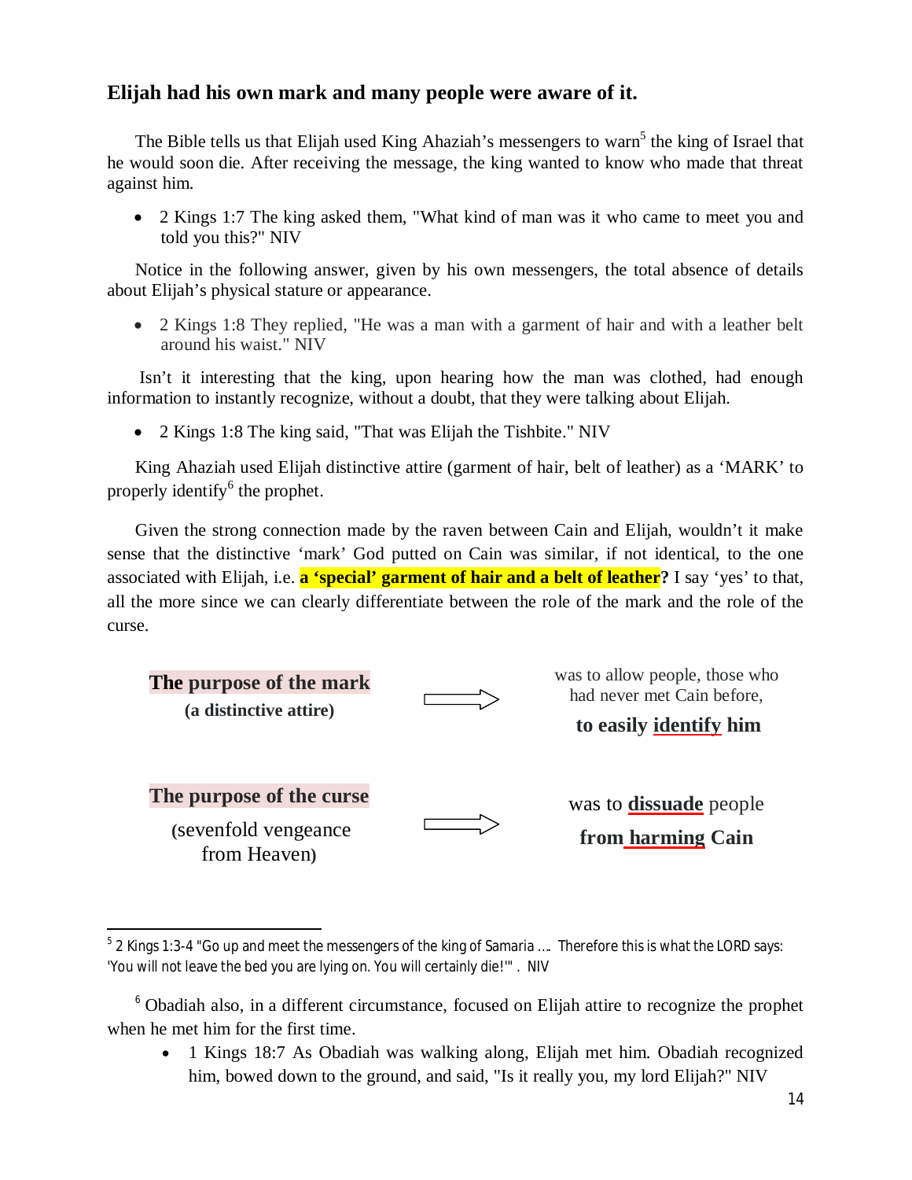## Elijah had his own mark and many people were aware of it.

The Bible tells us that Elijah used King Ahaziah's messengers to warn[5] the king of Israel that he would soon die. After receiving the message, the king wanted to know who made that threat against him.

- 2 Kings 1:7 The king asked them, "What kind of man was it who came to meet you and told you this?" NIV

Notice in the following answer, given by his own messengers, the total absence of details about Elijah's physical stature or appearance.

- 2 Kings 1:8 They replied, "He was a man with a garment of hair and with a leather belt around his waist." NIV

Isn't it interesting that the king, upon hearing how the man was clothed, had enough information to instantly recognize, without a doubt, that they were talking about Elijah.

- 2 Kings 1:8 The king said, "That was Elijah the Tishbite." NIV

King Ahaziah used Elijah distinctive attire (garment of hair, belt of leather) as a 'MARK' to properly identify[6] the prophet.

Given the strong connection made by the raven between Cain and Elijah, wouldn't it make sense that the distinctive 'mark' God putted on Cain was similar, if not identical, to the one associated with Elijah, i.e. **a 'special' garment of hair and a belt of leather?** I say 'yes' to that, all the more since we can clearly differentiate between the role of the mark and the role of the curse.

**The purpose of the mark**
**(a distinctive attire)** ⇨ was to allow people, those who had never met Cain before, **to easily identify him**

**The purpose of the curse**
(sevenfold vengeance from Heaven) ⇨ was to **dissuade** people **from harming Cain**

---

[5] 2 Kings 1:3-4 "Go up and meet the messengers of the king of Samaria …. Therefore this is what the LORD says: 'You will not leave the bed you are lying on. You will certainly die!'" . NIV

[6] Obadiah also, in a different circumstance, focused on Elijah attire to recognize the prophet when he met him for the first time.

- 1 Kings 18:7 As Obadiah was walking along, Elijah met him. Obadiah recognized him, bowed down to the ground, and said, "Is it really you, my lord Elijah?" NIV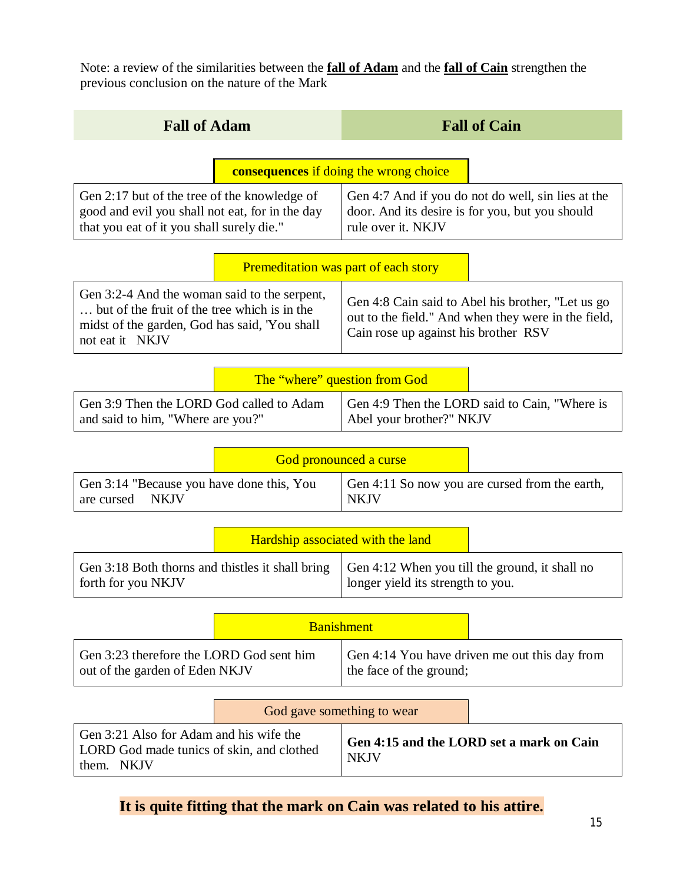Note: a review of the similarities between the **fall of Adam** and the **fall of Cain** strengthen the previous conclusion on the nature of the Mark

| Fall of Adam | Fall of Cain |
| --- | --- |
| **consequences** if doing the wrong choice | |
| Gen 2:17 but of the tree of the knowledge of good and evil you shall not eat, for in the day that you eat of it you shall surely die." | Gen 4:7 And if you do not do well, sin lies at the door. And its desire is for you, but you should rule over it. NKJV |
| Premeditation was part of each story | |
| Gen 3:2-4 And the woman said to the serpent, … but of the fruit of the tree which is in the midst of the garden, God has said, 'You shall not eat it NKJV | Gen 4:8 Cain said to Abel his brother, "Let us go out to the field." And when they were in the field, Cain rose up against his brother RSV |
| The "where" question from God | |
| Gen 3:9 Then the LORD God called to Adam and said to him, "Where are you?" | Gen 4:9 Then the LORD said to Cain, "Where is Abel your brother?" NKJV |
| God pronounced a curse | |
| Gen 3:14 "Because you have done this, You are cursed NKJV | Gen 4:11 So now you are cursed from the earth, NKJV |
| Hardship associated with the land | |
| Gen 3:18 Both thorns and thistles it shall bring forth for you NKJV | Gen 4:12 When you till the ground, it shall no longer yield its strength to you. |
| Banishment | |
| Gen 3:23 therefore the LORD God sent him out of the garden of Eden NKJV | Gen 4:14 You have driven me out this day from the face of the ground; |
| God gave something to wear | |
| Gen 3:21 Also for Adam and his wife the LORD God made tunics of skin, and clothed them. NKJV | **Gen 4:15 and the LORD set a mark on Cain** NKJV |

**It is quite fitting that the mark on Cain was related to his attire.**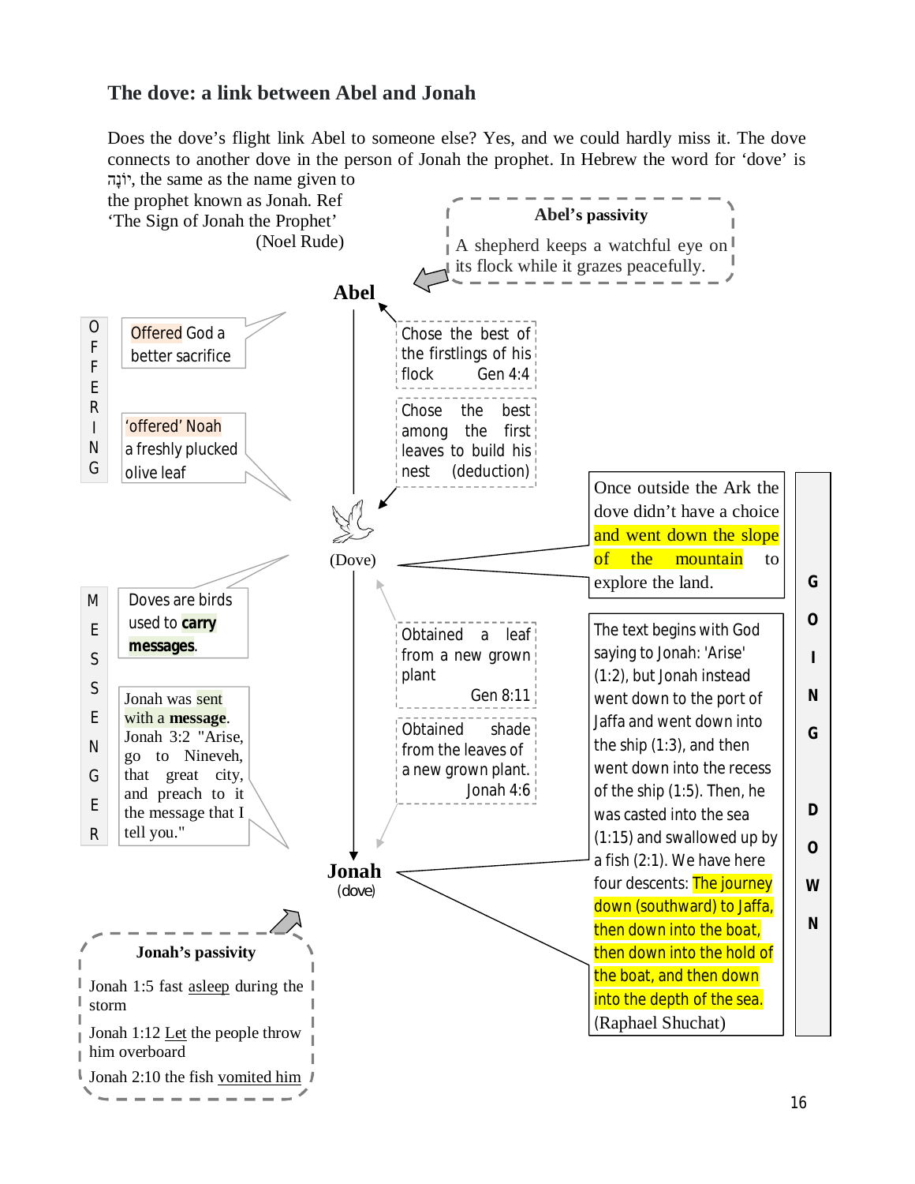### The dove: a link between Abel and Jonah

Does the dove's flight link Abel to someone else? Yes, and we could hardly miss it. The dove connects to another dove in the person of Jonah the prophet. In Hebrew the word for 'dove' is יוֹנָה, the same as the name given to the prophet known as Jonah. Ref 'The Sign of Jonah the Prophet' (Noel Rude)

**Abel's passivity**

A shepherd keeps a watchful eye on its flock while it grazes peacefully.

**Abel**

Chose the best of the firstlings of his flock Gen 4:4

Chose the best among the first leaves to build his nest (deduction)

(Dove)

Obtained a leaf from a new grown plant Gen 8:11

Obtained shade from the leaves of a new grown plant. Jonah 4:6

**Jonah** (dove)

OFFERING

Offered God a better sacrifice

'offered' Noah a freshly plucked olive leaf

MESSENGER

Doves are birds used to **carry messages**.

Jonah was sent with a **message**. Jonah 3:2 "Arise, go to Nineveh, that great city, and preach to it the message that I tell you."

GOING DOWN

Once outside the Ark the dove didn't have a choice and went down the slope of the mountain to explore the land.

The text begins with God saying to Jonah: 'Arise' (1:2), but Jonah instead went down to the port of Jaffa and went down into the ship (1:3), and then went down into the recess of the ship (1:5). Then, he was casted into the sea (1:15) and swallowed up by a fish (2:1). We have here four descents: The journey down (southward) to Jaffa, then down into the boat, then down into the hold of the boat, and then down into the depth of the sea. (Raphael Shuchat)

**Jonah's passivity**

Jonah 1:5 fast asleep during the storm

Jonah 1:12 Let the people throw him overboard

Jonah 2:10 the fish vomited him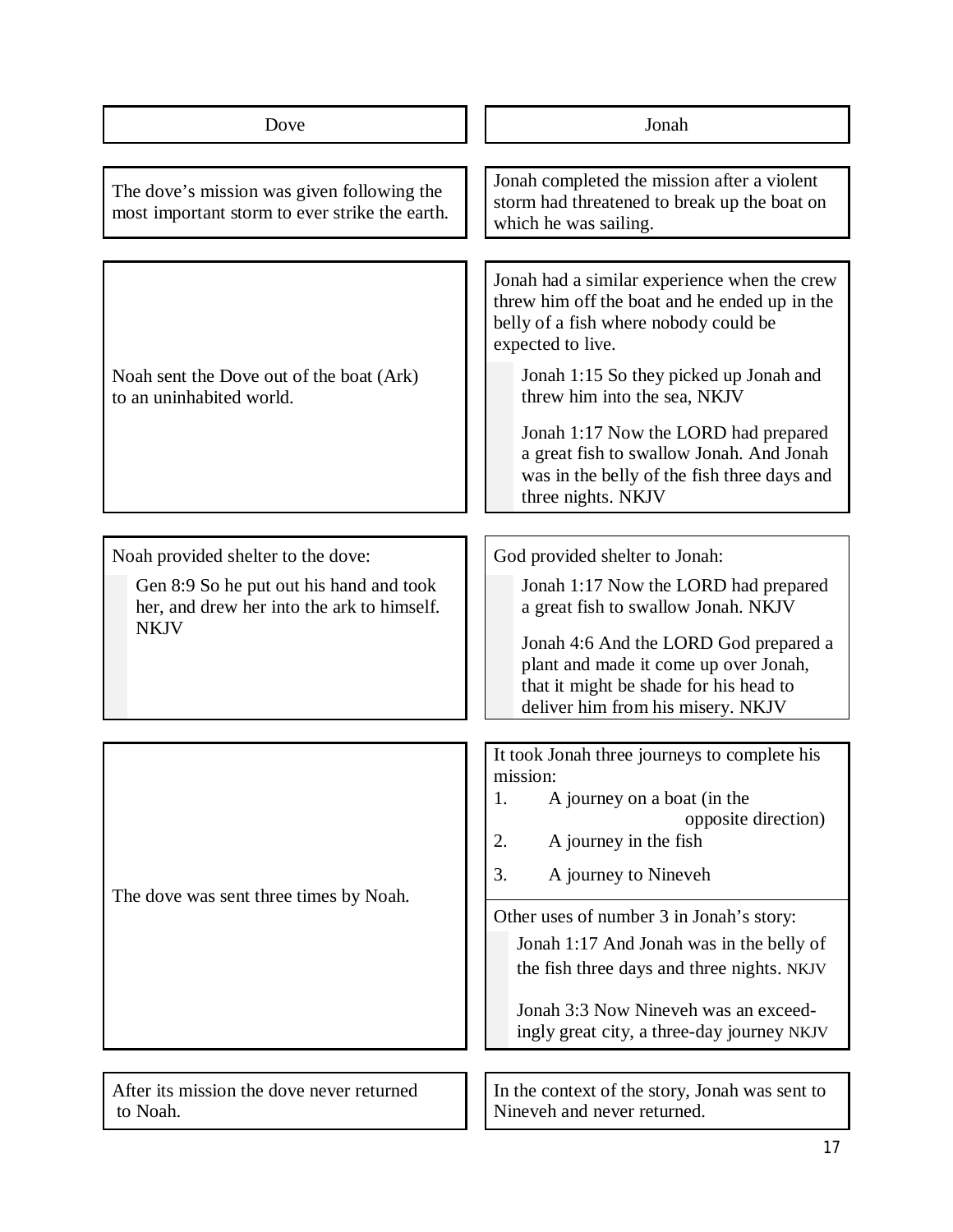| Dove | Jonah |
|---|---|
| The dove's mission was given following the most important storm to ever strike the earth. | Jonah completed the mission after a violent storm had threatened to break up the boat on which he was sailing. |
| Noah sent the Dove out of the boat (Ark) to an uninhabited world. | Jonah had a similar experience when the crew threw him off the boat and he ended up in the belly of a fish where nobody could be expected to live.<br><br>> Jonah 1:15 So they picked up Jonah and threw him into the sea, NKJV<br><br>> Jonah 1:17 Now the LORD had prepared a great fish to swallow Jonah. And Jonah was in the belly of the fish three days and three nights. NKJV |
| Noah provided shelter to the dove:<br><br>> Gen 8:9 So he put out his hand and took her, and drew her into the ark to himself. NKJV | God provided shelter to Jonah:<br><br>> Jonah 1:17 Now the LORD had prepared a great fish to swallow Jonah. NKJV<br><br>> Jonah 4:6 And the LORD God prepared a plant and made it come up over Jonah, that it might be shade for his head to deliver him from his misery. NKJV |
| The dove was sent three times by Noah. | It took Jonah three journeys to complete his mission:<br>1. A journey on a boat (in the opposite direction)<br>2. A journey in the fish<br>3. A journey to Nineveh<br><br>Other uses of number 3 in Jonah's story:<br><br>> Jonah 1:17 And Jonah was in the belly of the fish three days and three nights. NKJV<br><br>> Jonah 3:3 Now Nineveh was an exceedingly great city, a three-day journey NKJV |
| After its mission the dove never returned to Noah. | In the context of the story, Jonah was sent to Nineveh and never returned. |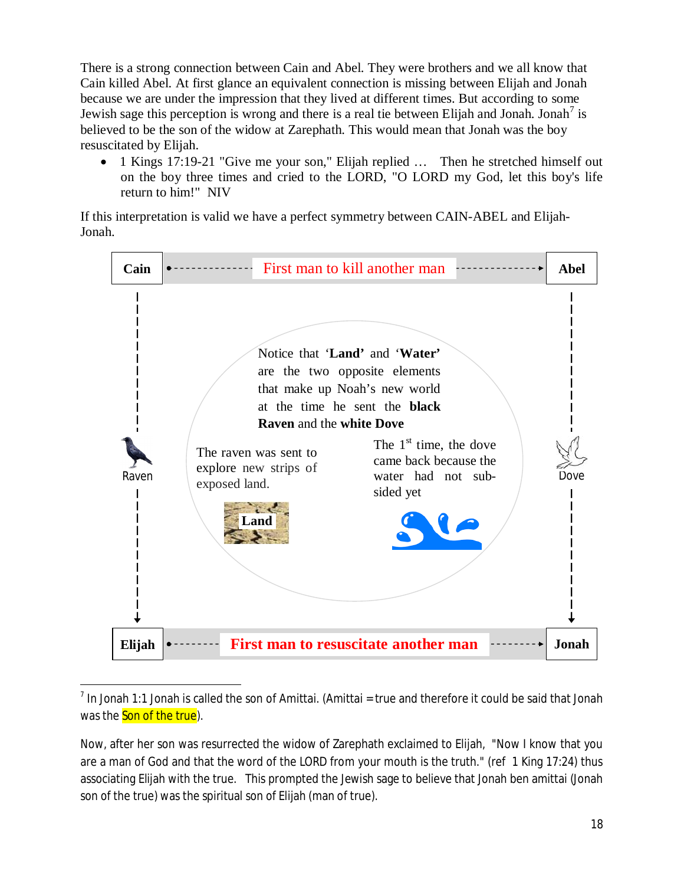There is a strong connection between Cain and Abel. They were brothers and we all know that Cain killed Abel. At first glance an equivalent connection is missing between Elijah and Jonah because we are under the impression that they lived at different times. But according to some Jewish sage this perception is wrong and there is a real tie between Elijah and Jonah. Jonah[7] is believed to be the son of the widow at Zarephath. This would mean that Jonah was the boy resuscitated by Elijah.

- 1 Kings 17:19-21 "Give me your son," Elijah replied … Then he stretched himself out on the boy three times and cried to the LORD, "O LORD my God, let this boy's life return to him!" NIV

If this interpretation is valid we have a perfect symmetry between CAIN-ABEL and Elijah-Jonah.

**Cain** → First man to kill another man → **Abel**

Raven | Dove

Notice that '**Land**' and '**Water**' are the two opposite elements that make up Noah's new world at the time he sent the **black Raven** and the **white Dove**

The raven was sent to explore new strips of exposed land.

**Land**

The 1st time, the dove came back because the water had not sub-sided yet

**Elijah** → **First man to resuscitate another man** → **Jonah**

---

[7] In Jonah 1:1 Jonah is called the son of Amittai. (Amittai = true and therefore it could be said that Jonah was the Son of the true).

Now, after her son was resurrected the widow of Zarephath exclaimed to Elijah, "Now I know that you are a man of God and that the word of the LORD from your mouth is the truth." (ref 1 King 17:24) thus associating Elijah with the true. This prompted the Jewish sage to believe that Jonah ben amittai (Jonah son of the true) was the spiritual son of Elijah (man of true).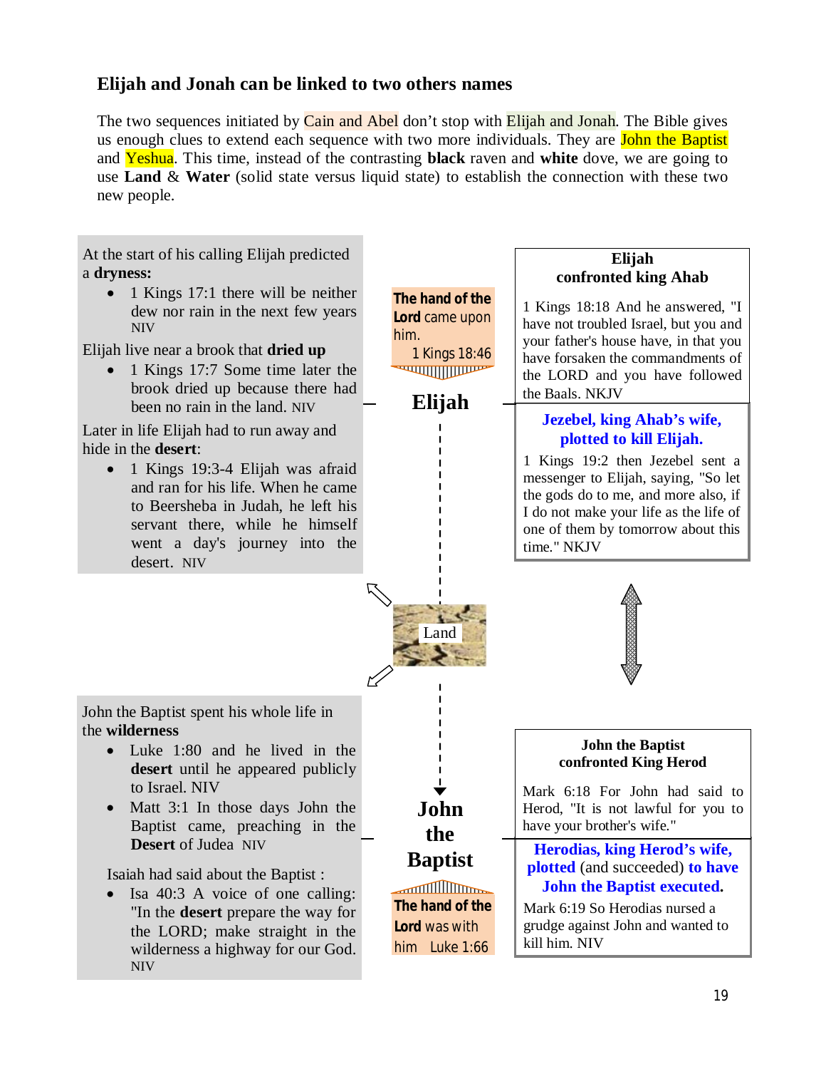## Elijah and Jonah can be linked to two others names

The two sequences initiated by Cain and Abel don't stop with Elijah and Jonah. The Bible gives us enough clues to extend each sequence with two more individuals. They are John the Baptist and Yeshua. This time, instead of the contrasting **black** raven and **white** dove, we are going to use **Land** & **Water** (solid state versus liquid state) to establish the connection with these two new people.

At the start of his calling Elijah predicted a **dryness:**

- 1 Kings 17:1 there will be neither dew nor rain in the next few years NIV

Elijah live near a brook that **dried up**

- 1 Kings 17:7 Some time later the brook dried up because there had been no rain in the land. NIV

Later in life Elijah had to run away and hide in the **desert**:

- 1 Kings 19:3-4 Elijah was afraid and ran for his life. When he came to Beersheba in Judah, he left his servant there, while he himself went a day's journey into the desert. NIV

**The hand of the Lord** came upon him. 1 Kings 18:46

**Elijah**

**Elijah confronted king Ahab**

1 Kings 18:18 And he answered, "I have not troubled Israel, but you and your father's house have, in that you have forsaken the commandments of the LORD and you have followed the Baals. NKJV

**Jezebel, king Ahab's wife, plotted to kill Elijah.**

1 Kings 19:2 then Jezebel sent a messenger to Elijah, saying, "So let the gods do to me, and more also, if I do not make your life as the life of one of them by tomorrow about this time." NKJV

Land

John the Baptist spent his whole life in the **wilderness**

- Luke 1:80 and he lived in the **desert** until he appeared publicly to Israel. NIV
- Matt 3:1 In those days John the Baptist came, preaching in the **Desert** of Judea NIV

Isaiah had said about the Baptist :

- Isa 40:3 A voice of one calling: "In the **desert** prepare the way for the LORD; make straight in the wilderness a highway for our God. NIV

**John the Baptist**

**The hand of the Lord** was with him Luke 1:66

**John the Baptist confronted King Herod**

Mark 6:18 For John had said to Herod, "It is not lawful for you to have your brother's wife."

**Herodias, king Herod's wife, plotted** (and succeeded) **to have John the Baptist executed.**

Mark 6:19 So Herodias nursed a grudge against John and wanted to kill him. NIV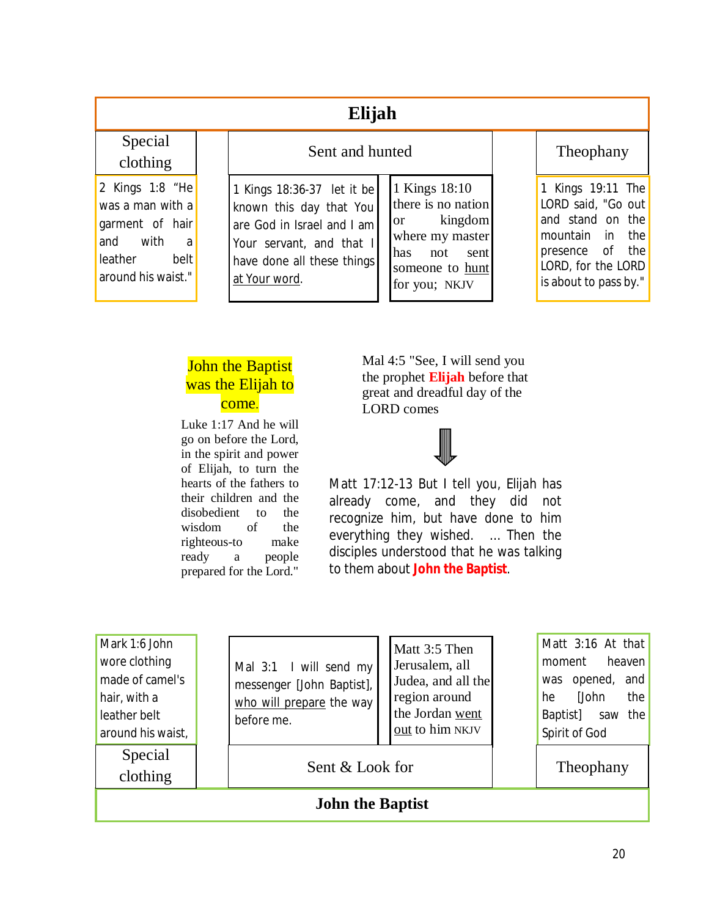## Elijah

| Special clothing | Sent and hunted | | Theophany |
|---|---|---|---|
| 2 Kings 1:8 "He was a man with a garment of hair and with a leather belt around his waist." | 1 Kings 18:36-37 let it be known this day that You are God in Israel and I am Your servant, and that I have done all these things at Your word. | 1 Kings 18:10 there is no nation or kingdom where my master has not sent someone to hunt for you; NKJV | 1 Kings 19:11 The LORD said, "Go out and stand on the mountain in the presence of the LORD, for the LORD is about to pass by." |

**John the Baptist was the Elijah to come.**

Luke 1:17 And he will go on before the Lord, in the spirit and power of Elijah, to turn the hearts of the fathers to their children and the disobedient to the wisdom of the righteous-to make ready a people prepared for the Lord."

Mal 4:5 "See, I will send you the prophet **Elijah** before that great and dreadful day of the LORD comes

↓

Matt 17:12-13 But I tell you, Elijah has already come, and they did not recognize him, but have done to him everything they wished. ... Then the disciples understood that he was talking to them about **John the Baptist**.

| Special clothing | Sent & Look for | | Theophany |
|---|---|---|---|
| Mark 1:6 John wore clothing made of camel's hair, with a leather belt around his waist, | Mal 3:1 I will send my messenger [John Baptist], who will prepare the way before me. | Matt 3:5 Then Jerusalem, all Judea, and all the region around the Jordan went out to him NKJV | Matt 3:16 At that moment heaven was opened, and he [John the Baptist] saw the Spirit of God |

## John the Baptist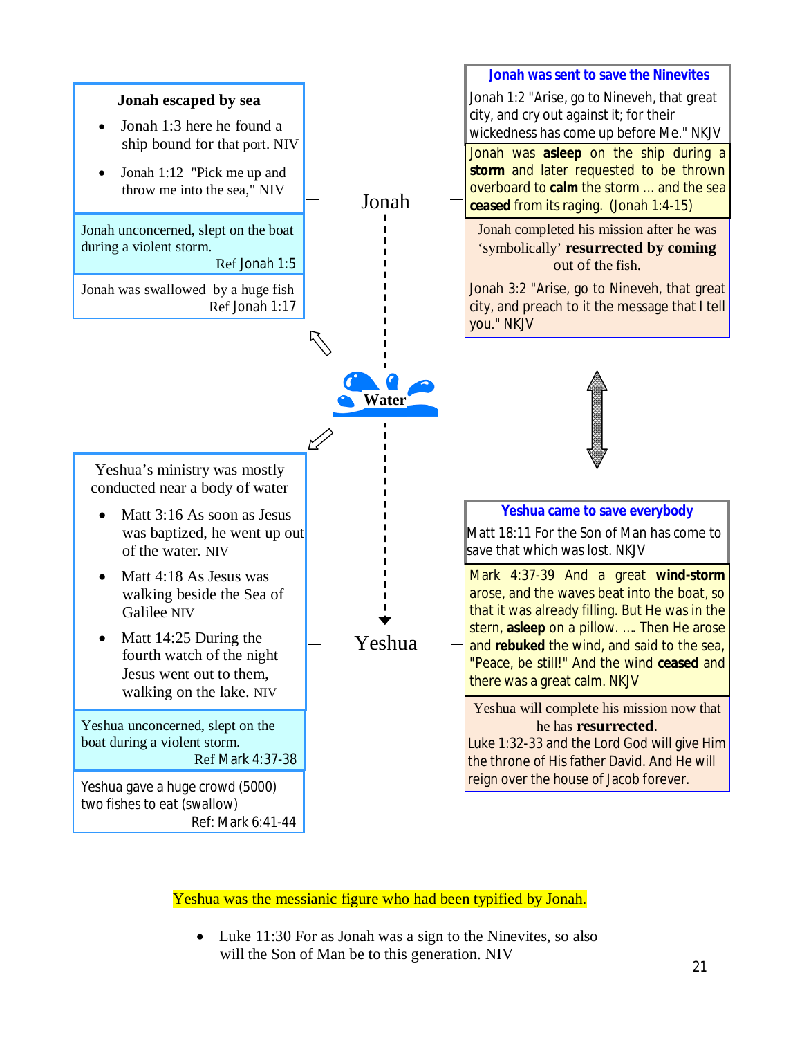**Jonah escaped by sea**

- Jonah 1:3 here he found a ship bound for that port. NIV
- Jonah 1:12 "Pick me up and throw me into the sea," NIV

Jonah unconcerned, slept on the boat during a violent storm.
Ref Jonah 1:5

Jonah was swallowed by a huge fish
Ref Jonah 1:17

**Jonah was sent to save the Ninevites**

Jonah 1:2 "Arise, go to Nineveh, that great city, and cry out against it; for their wickedness has come up before Me." NKJV

Jonah was **asleep** on the ship during a **storm** and later requested to be thrown overboard to **calm** the storm ... and the sea **ceased** from its raging. (Jonah 1:4-15)

Jonah completed his mission after he was 'symbolically' **resurrected by coming** out of the fish.

Jonah 3:2 "Arise, go to Nineveh, that great city, and preach to it the message that I tell you." NKJV

Jonah

**Water**

Yeshua

Yeshua's ministry was mostly conducted near a body of water

- Matt 3:16 As soon as Jesus was baptized, he went up out of the water. NIV
- Matt 4:18 As Jesus was walking beside the Sea of Galilee NIV
- Matt 14:25 During the fourth watch of the night Jesus went out to them, walking on the lake. NIV

Yeshua unconcerned, slept on the boat during a violent storm.
Ref Mark 4:37-38

Yeshua gave a huge crowd (5000) two fishes to eat (swallow)
Ref: Mark 6:41-44

**Yeshua came to save everybody**

Matt 18:11 For the Son of Man has come to save that which was lost. NKJV

Mark 4:37-39 And a great **wind-storm** arose, and the waves beat into the boat, so that it was already filling. But He was in the stern, **asleep** on a pillow. .... Then He arose and **rebuked** the wind, and said to the sea, "Peace, be still!" And the wind **ceased** and there was a great calm. NKJV

Yeshua will complete his mission now that he has **resurrected**.
Luke 1:32-33 and the Lord God will give Him the throne of His father David. And He will reign over the house of Jacob forever.

Yeshua was the messianic figure who had been typified by Jonah.

- Luke 11:30 For as Jonah was a sign to the Ninevites, so also will the Son of Man be to this generation. NIV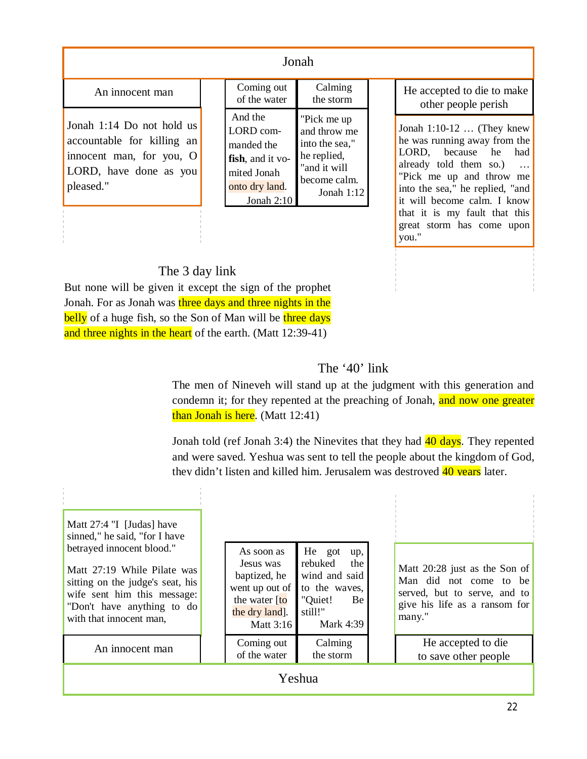## Jonah

| An innocent man | Coming out of the water | Calming the storm | He accepted to die to make other people perish |
|---|---|---|---|
| Jonah 1:14 Do not hold us accountable for killing an innocent man, for you, O LORD, have done as you pleased." | And the LORD commanded the **fish**, and it vomited Jonah onto dry land. Jonah 2:10 | "Pick me up and throw me into the sea," he replied, "and it will become calm. Jonah 1:12 | Jonah 1:10-12 … (They knew he was running away from the LORD, because he had already told them so.) … "Pick me up and throw me into the sea," he replied, "and it will become calm. I know that it is my fault that this great storm has come upon you." |

### The 3 day link

But none will be given it except the sign of the prophet Jonah. For as Jonah was three days and three nights in the belly of a huge fish, so the Son of Man will be three days and three nights in the heart of the earth. (Matt 12:39-41)

### The '40' link

The men of Nineveh will stand up at the judgment with this generation and condemn it; for they repented at the preaching of Jonah, and now one greater than Jonah is here. (Matt 12:41)

Jonah told (ref Jonah 3:4) the Ninevites that they had 40 days. They repented and were saved. Yeshua was sent to tell the people about the kingdom of God, they didn't listen and killed him. Jerusalem was destroyed 40 years later.

| An innocent man | Coming out of the water | Calming the storm | He accepted to die to save other people |
|---|---|---|---|
| Matt 27:4 "I [Judas] have sinned," he said, "for I have betrayed innocent blood."<br><br>Matt 27:19 While Pilate was sitting on the judge's seat, his wife sent him this message: "Don't have anything to do with that innocent man, | As soon as Jesus was baptized, he went up out of the water [to the dry land]. Matt 3:16 | He got up, rebuked the wind and said to the waves, "Quiet! Be still!" Mark 4:39 | Matt 20:28 just as the Son of Man did not come to be served, but to serve, and to give his life as a ransom for many." |

## Yeshua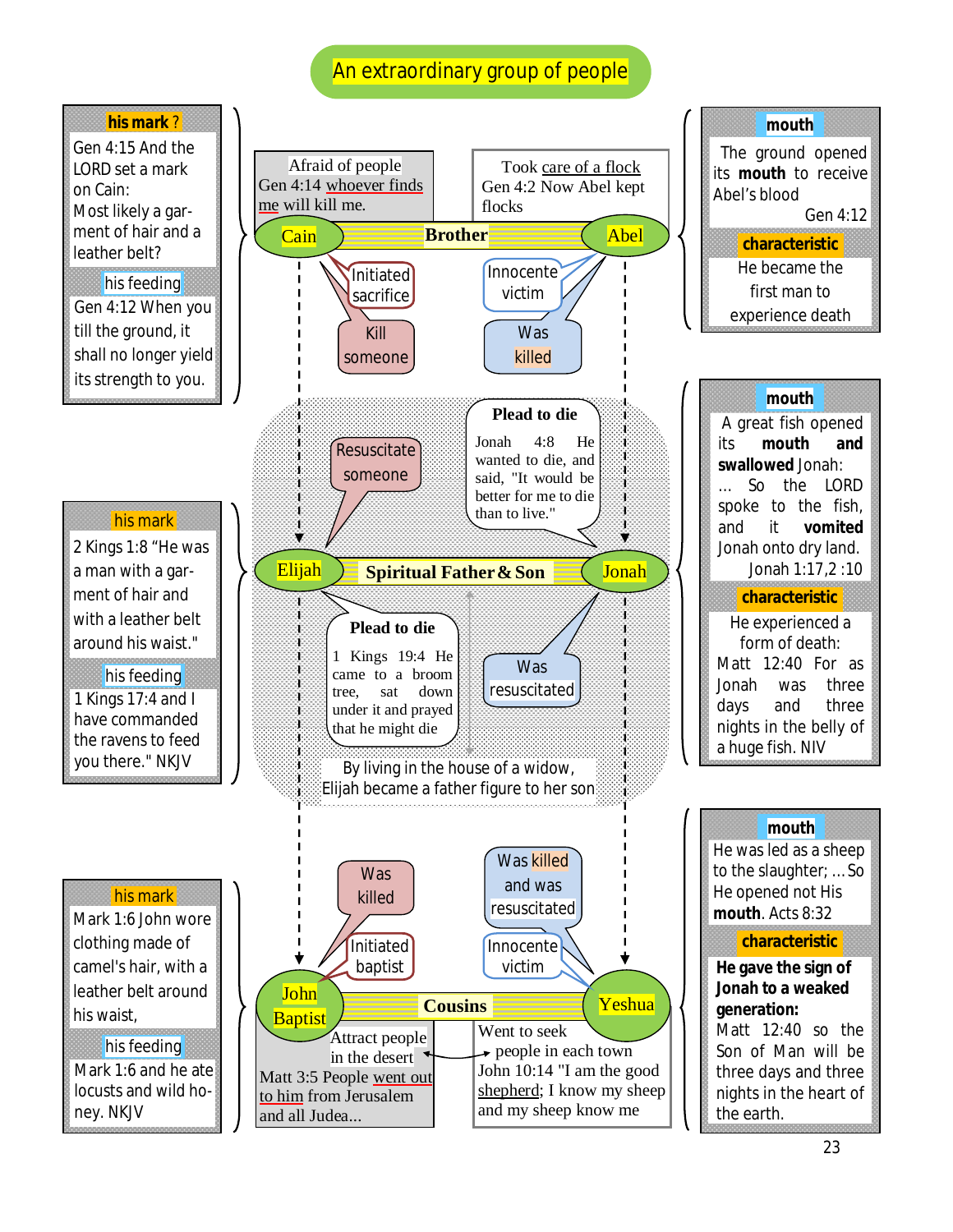# An extraordinary group of people

## Cain — Brother — Abel

**his mark ?**

Gen 4:15 And the LORD set a mark on Cain:
Most likely a garment of hair and a leather belt?

**his feeding**

Gen 4:12 When you till the ground, it shall no longer yield its strength to you.

**Afraid of people**

Gen 4:14 whoever finds me will kill me.

**Took care of a flock**

Gen 4:2 Now Abel kept flocks

Cain: Initiated sacrifice — Kill someone

Abel: Innocente victim — Was killed

**mouth**

The ground opened its **mouth** to receive Abel's blood
Gen 4:12

**characteristic**

He became the first man to experience death

## Elijah — Spiritual Father & Son — Jonah

**his mark**

2 Kings 1:8 "He was a man with a garment of hair and with a leather belt around his waist."

**his feeding**

1 Kings 17:4 and I have commanded the ravens to feed you there." NKJV

Elijah: Resuscitate someone

**Plead to die**

Jonah 4:8 He wanted to die, and said, "It would be better for me to die than to live."

**Plead to die**

1 Kings 19:4 He came to a broom tree, sat down under it and prayed that he might die

Jonah: Was resuscitated

By living in the house of a widow, Elijah became a father figure to her son

**mouth**

A great fish opened its **mouth** and **swallowed** Jonah:
... So the LORD spoke to the fish, and it **vomited** Jonah onto dry land.
Jonah 1:17,2 :10

**characteristic**

He experienced a form of death:
Matt 12:40 For as Jonah was three days and three nights in the belly of a huge fish. NIV

## John Baptist — Cousins — Yeshua

**his mark**

Mark 1:6 John wore clothing made of camel's hair, with a leather belt around his waist,

**his feeding**

Mark 1:6 and he ate locusts and wild honey. NKJV

John Baptist: Initiated baptist — Was killed

Yeshua: Innocente victim — Was killed and was resuscitated

**Attract people in the desert**

Matt 3:5 People went out to him from Jerusalem and all Judea...

**Went to seek people in each town**

John 10:14 "I am the good shepherd; I know my sheep and my sheep know me

**mouth**

He was led as a sheep to the slaughter; ... So He opened not His **mouth**. Acts 8:32

**characteristic**

**He gave the sign of Jonah to a weaked generation:**

Matt 12:40 so the Son of Man will be three days and three nights in the heart of the earth.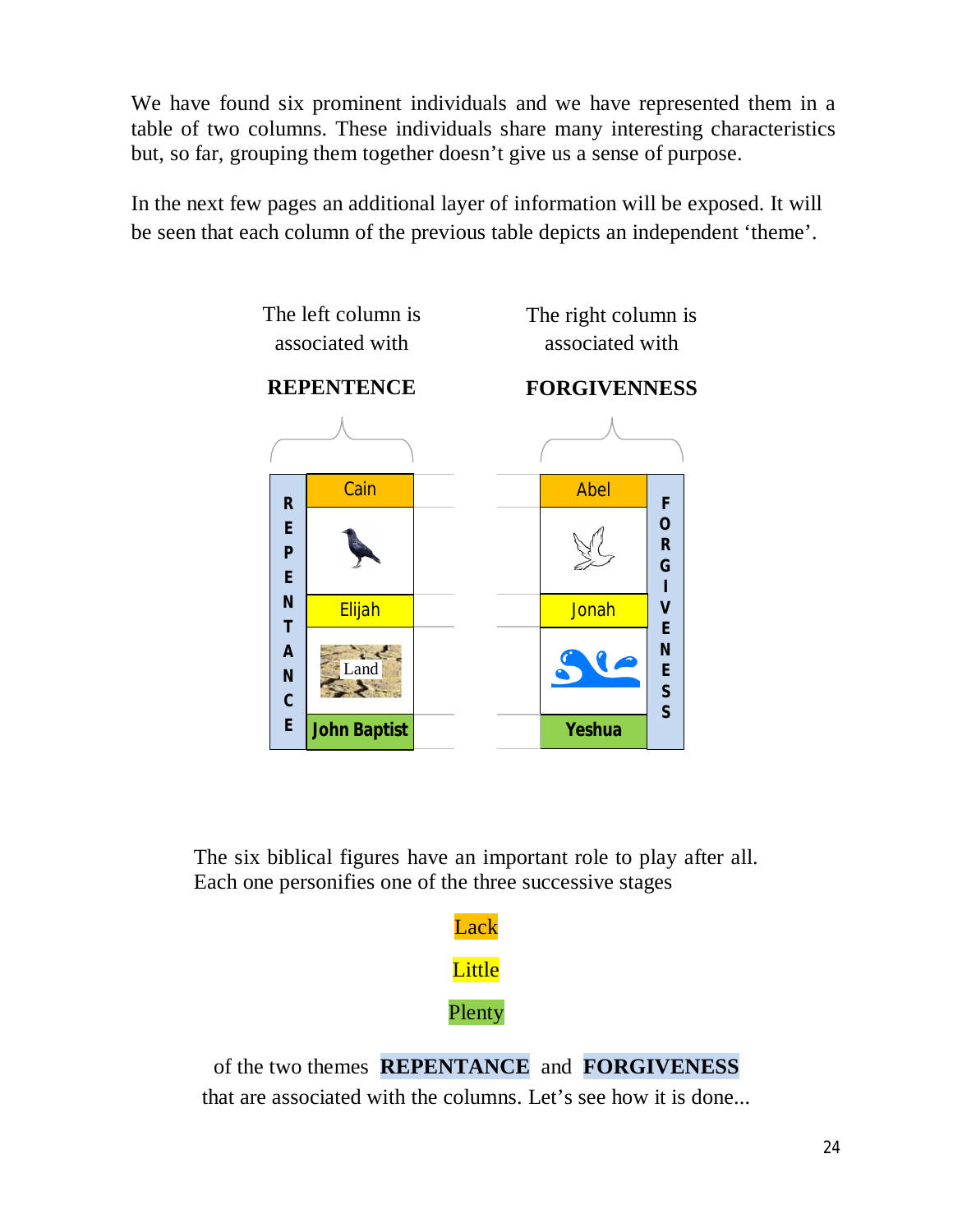We have found six prominent individuals and we have represented them in a table of two columns. These individuals share many interesting characteristics but, so far, grouping them together doesn't give us a sense of purpose.

In the next few pages an additional layer of information will be exposed. It will be seen that each column of the previous table depicts an independent 'theme'.

The left column is associated with

**REPENTENCE**

The right column is associated with

**FORGIVENNESS**

| REPENTANCE | | FORGIVENESS |
|---|---|---|
| Cain | Abel | |
| | | |
| Elijah | Jonah | |
| Land | | |
| **John Baptist** | **Yeshua** | |

The six biblical figures have an important role to play after all. Each one personifies one of the three successive stages

Lack

Little

Plenty

of the two themes **REPENTANCE** and **FORGIVENESS** that are associated with the columns. Let's see how it is done...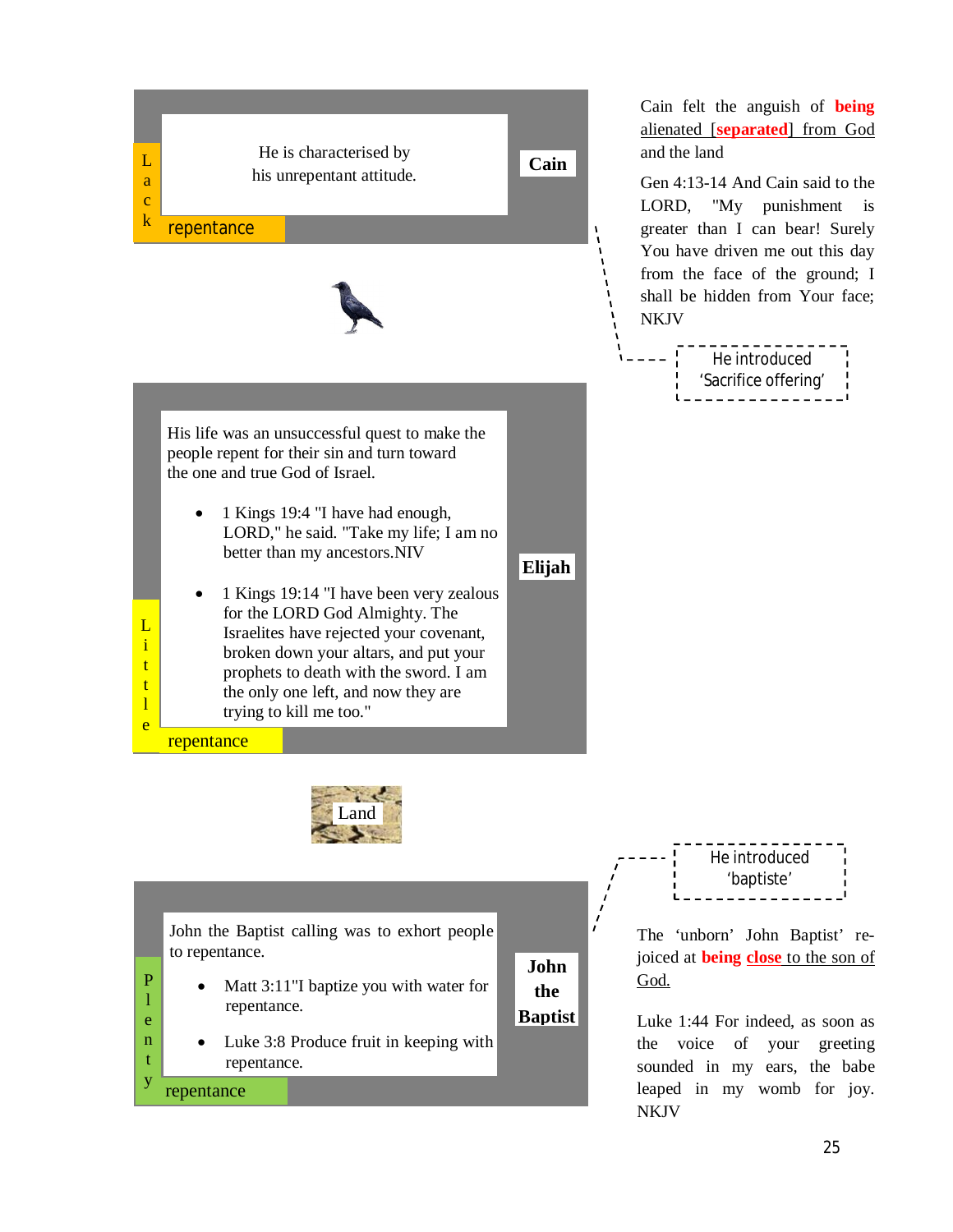**Cain**

He is characterised by his unrepentant attitude.

Lack repentance

Cain felt the anguish of **being** alienated [**separated**] from God and the land

Gen 4:13-14 And Cain said to the LORD, "My punishment is greater than I can bear! Surely You have driven me out this day from the face of the ground; I shall be hidden from Your face; NKJV

He introduced 'Sacrifice offering'

**Elijah**

His life was an unsuccessful quest to make the people repent for their sin and turn toward the one and true God of Israel.

- 1 Kings 19:4 "I have had enough, LORD," he said. "Take my life; I am no better than my ancestors.NIV
- 1 Kings 19:14 "I have been very zealous for the LORD God Almighty. The Israelites have rejected your covenant, broken down your altars, and put your prophets to death with the sword. I am the only one left, and now they are trying to kill me too."

Little repentance

Land

He introduced 'baptiste'

**John the Baptist**

John the Baptist calling was to exhort people to repentance.

- Matt 3:11"I baptize you with water for repentance.
- Luke 3:8 Produce fruit in keeping with repentance.

Plenty repentance

The 'unborn' John Baptist' rejoiced at **being close** to the son of God.

Luke 1:44 For indeed, as soon as the voice of your greeting sounded in my ears, the babe leaped in my womb for joy. NKJV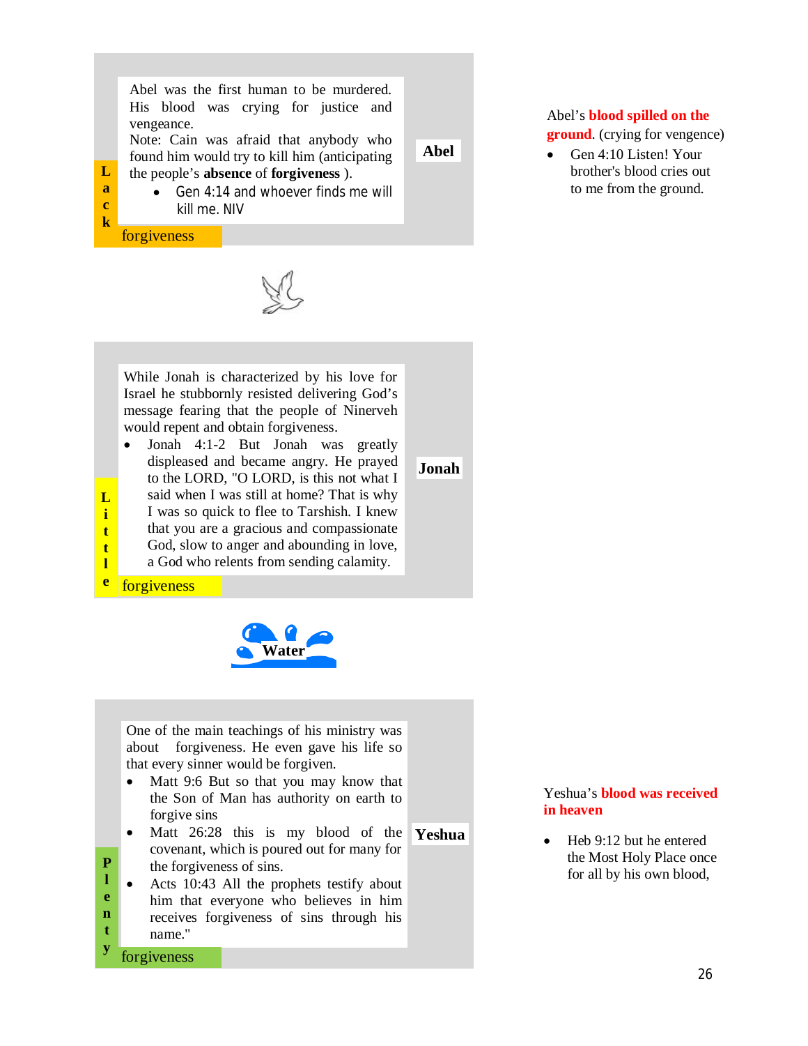## Abel

**Lack forgiveness**

Abel was the first human to be murdered. His blood was crying for justice and vengeance.
Note: Cain was afraid that anybody who found him would try to kill him (anticipating the people's **absence** of **forgiveness** ).

- Gen 4:14 and whoever finds me will kill me. NIV

Abel's **blood spilled on the ground**. (crying for vengence)

- Gen 4:10 Listen! Your brother's blood cries out to me from the ground.

## Jonah

**Little forgiveness**

While Jonah is characterized by his love for Israel he stubbornly resisted delivering God's message fearing that the people of Ninerveh would repent and obtain forgiveness.

- Jonah 4:1-2 But Jonah was greatly displeased and became angry. He prayed to the LORD, "O LORD, is this not what I said when I was still at home? That is why I was so quick to flee to Tarshish. I knew that you are a gracious and compassionate God, slow to anger and abounding in love, a God who relents from sending calamity.

Water

## Yeshua

**Plenty forgiveness**

One of the main teachings of his ministry was about forgiveness. He even gave his life so that every sinner would be forgiven.

- Matt 9:6 But so that you may know that the Son of Man has authority on earth to forgive sins
- Matt 26:28 this is my blood of the covenant, which is poured out for many for the forgiveness of sins.
- Acts 10:43 All the prophets testify about him that everyone who believes in him receives forgiveness of sins through his name."

Yeshua's **blood was received in heaven**

- Heb 9:12 but he entered the Most Holy Place once for all by his own blood,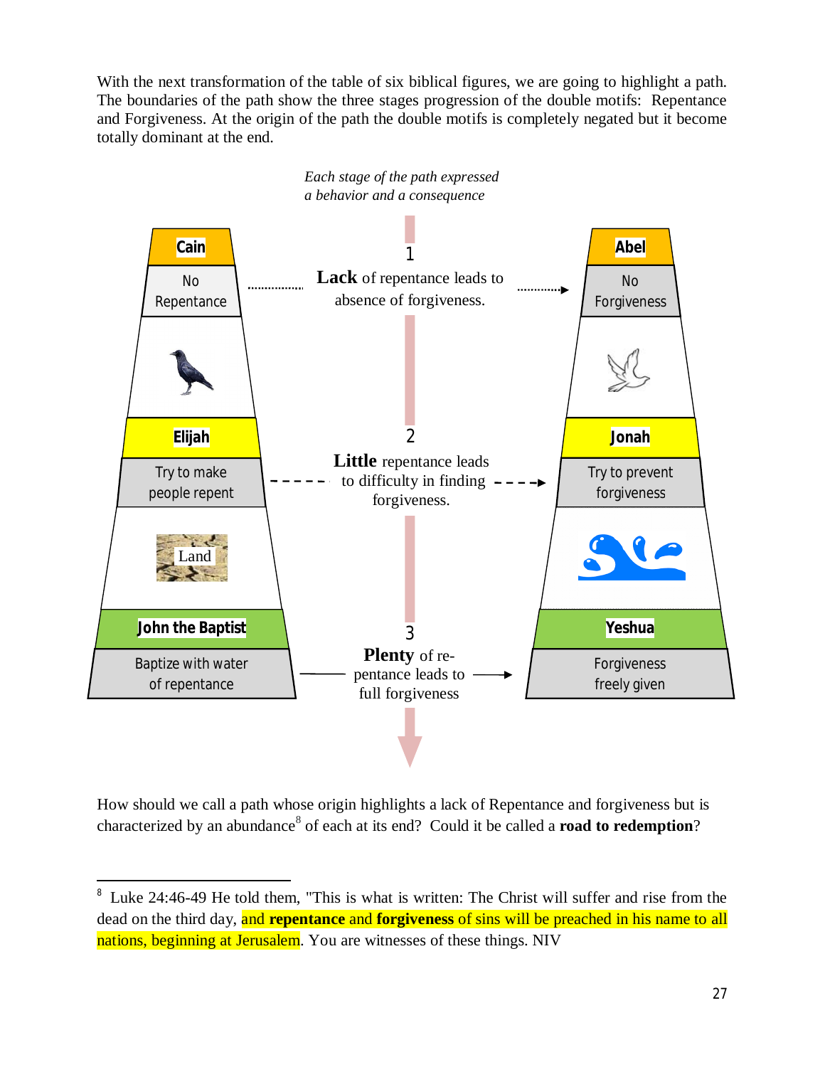With the next transformation of the table of six biblical figures, we are going to highlight a path. The boundaries of the path show the three stages progression of the double motifs: Repentance and Forgiveness. At the origin of the path the double motifs is completely negated but it become totally dominant at the end.

*Each stage of the path expressed a behavior and a consequence*

| | | |
|---|---|---|
| **Cain** — No Repentance | 1 **Lack** of repentance leads to absence of forgiveness. | **Abel** — No Forgiveness |
| **Elijah** — Try to make people repent (Land) | 2 **Little** repentance leads to difficulty in finding forgiveness. | **Jonah** — Try to prevent forgiveness |
| **John the Baptist** — Baptize with water of repentance | 3 **Plenty** of repentance leads to full forgiveness | **Yeshua** — Forgiveness freely given |

How should we call a path whose origin highlights a lack of Repentance and forgiveness but is characterized by an abundance[8] of each at its end? Could it be called a **road to redemption**?

---

[8] Luke 24:46-49 He told them, "This is what is written: The Christ will suffer and rise from the dead on the third day, and **repentance** and **forgiveness** of sins will be preached in his name to all nations, beginning at Jerusalem. You are witnesses of these things. NIV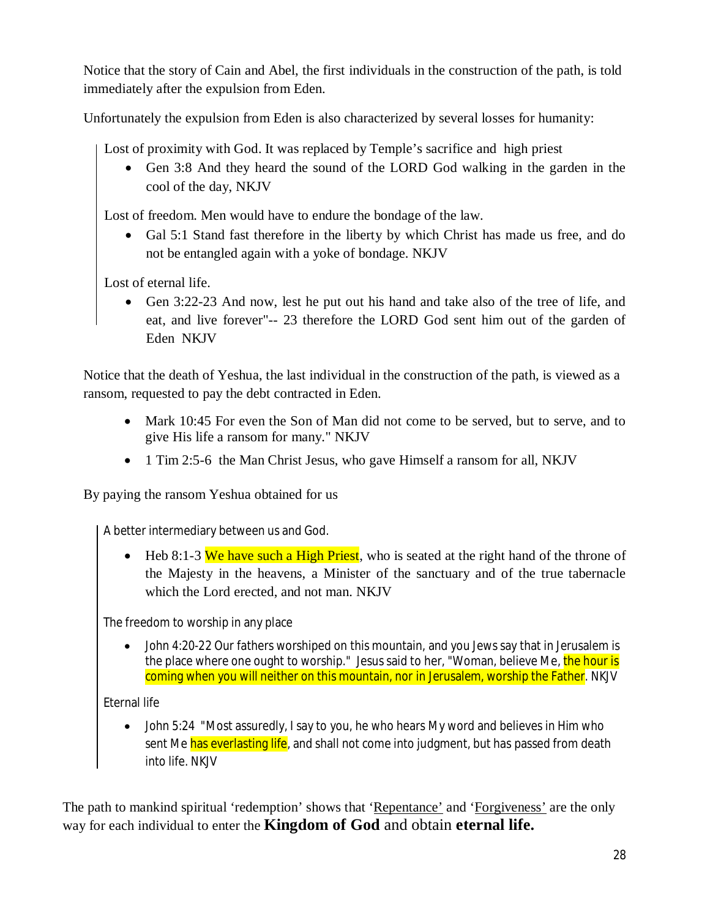Notice that the story of Cain and Abel, the first individuals in the construction of the path, is told immediately after the expulsion from Eden.

Unfortunately the expulsion from Eden is also characterized by several losses for humanity:

> Lost of proximity with God. It was replaced by Temple's sacrifice and high priest
>
> - Gen 3:8 And they heard the sound of the LORD God walking in the garden in the cool of the day, NKJV
>
> Lost of freedom. Men would have to endure the bondage of the law.
>
> - Gal 5:1 Stand fast therefore in the liberty by which Christ has made us free, and do not be entangled again with a yoke of bondage. NKJV
>
> Lost of eternal life.
>
> - Gen 3:22-23 And now, lest he put out his hand and take also of the tree of life, and eat, and live forever"-- 23 therefore the LORD God sent him out of the garden of Eden NKJV

Notice that the death of Yeshua, the last individual in the construction of the path, is viewed as a ransom, requested to pay the debt contracted in Eden.

- Mark 10:45 For even the Son of Man did not come to be served, but to serve, and to give His life a ransom for many." NKJV
- 1 Tim 2:5-6 the Man Christ Jesus, who gave Himself a ransom for all, NKJV

By paying the ransom Yeshua obtained for us

> A better intermediary between us and God.
>
> - Heb 8:1-3 We have such a High Priest, who is seated at the right hand of the throne of the Majesty in the heavens, a Minister of the sanctuary and of the true tabernacle which the Lord erected, and not man. NKJV
>
> The freedom to worship in any place
>
> - John 4:20-22 Our fathers worshiped on this mountain, and you Jews say that in Jerusalem is the place where one ought to worship." Jesus said to her, "Woman, believe Me, the hour is coming when you will neither on this mountain, nor in Jerusalem, worship the Father. NKJV
>
> Eternal life
>
> - John 5:24 "Most assuredly, I say to you, he who hears My word and believes in Him who sent Me has everlasting life, and shall not come into judgment, but has passed from death into life. NKJV

The path to mankind spiritual 'redemption' shows that '<u>Repentance</u>' and '<u>Forgiveness</u>' are the only way for each individual to enter the **Kingdom of God** and obtain **eternal life.**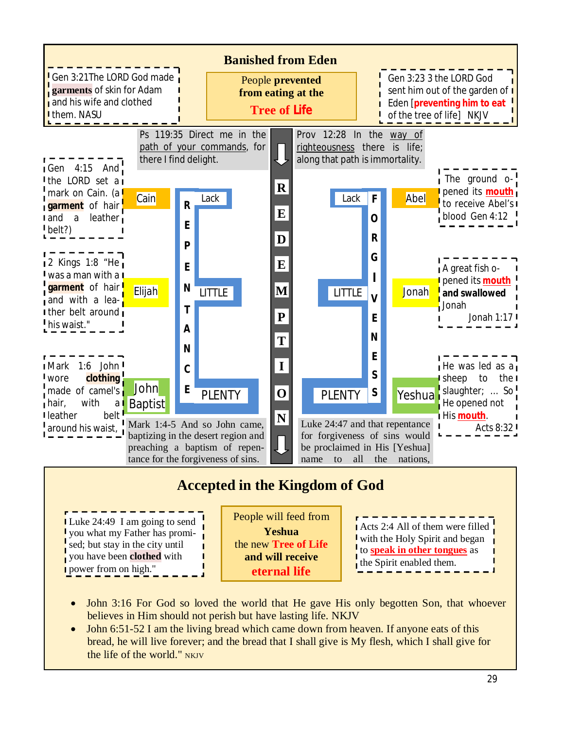## Banished from Eden

Gen 3:21The LORD God made **garments** of skin for Adam and his wife and clothed them. NASU

**People prevented from eating at the Tree of Life**

Gen 3:23 3 the LORD God sent him out of the garden of Eden [**preventing him to eat** of the tree of life] NKJV

Ps 119:35 Direct me in the path of your commands, for there I find delight.

Prov 12:28 In the way of righteousness there is life; along that path is immortality.

**REDEMPTION**

Gen 4:15 And the LORD set a mark on Cain. (a **garment** of hair and a leather belt?)

Cain — Lack

Abel — Lack

The ground opened its **mouth** to receive Abel's blood Gen 4:12

2 Kings 1:8 "He was a man with a **garment** of hair and with a leather belt around his waist."

Elijah — LITTLE

Jonah — LITTLE

A great fish opened its **mouth** **and swallowed** Jonah Jonah 1:17

Mark 1:6 John wore **clothing** made of camel's hair, with a leather belt around his waist,

John Baptist — PLENTY

Yeshua — PLENTY

He was led as a sheep to the slaughter; ... So He opened not His **mouth**. Acts 8:32

**REPENTANCE** — **FORGIVENESS**

Mark 1:4-5 And so John came, baptizing in the desert region and preaching a baptism of repentance for the forgiveness of sins.

Luke 24:47 and that repentance for forgiveness of sins would be proclaimed in His [Yeshua] name to all the nations,

## Accepted in the Kingdom of God

Luke 24:49 I am going to send you what my Father has promised; but stay in the city until you have been **clothed** with power from on high."

People will feed from **Yeshua** the new **Tree of Life** **and will receive** **eternal life**

Acts 2:4 All of them were filled with the Holy Spirit and began to **speak in other tongues** as the Spirit enabled them.

- John 3:16 For God so loved the world that He gave His only begotten Son, that whoever believes in Him should not perish but have lasting life. NKJV
- John 6:51-52 I am the living bread which came down from heaven. If anyone eats of this bread, he will live forever; and the bread that I shall give is My flesh, which I shall give for the life of the world." NKJV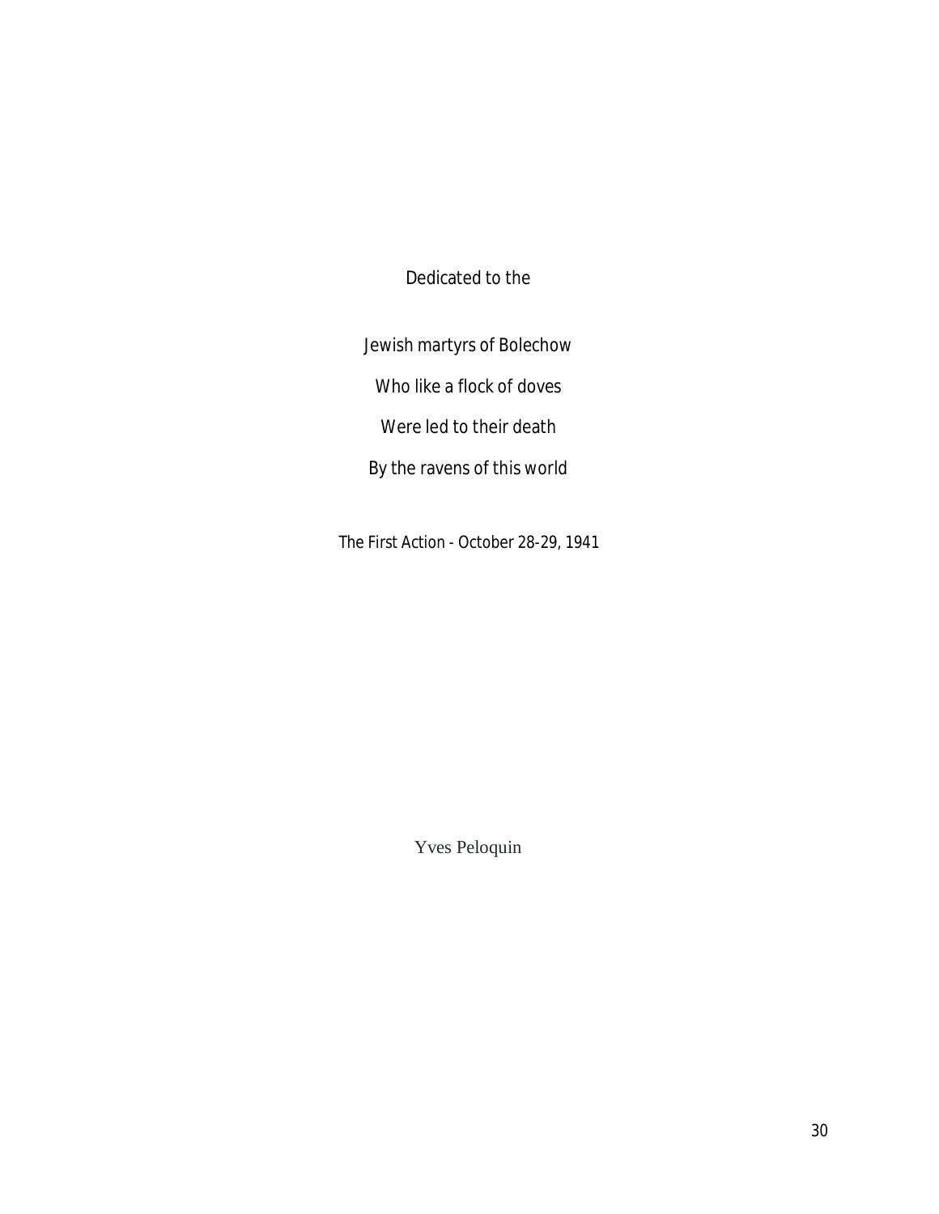Dedicated to the

Jewish martyrs of Bolechow

Who like a flock of doves

Were led to their death

By the ravens of this world

The First Action - October 28-29, 1941

Yves Peloquin